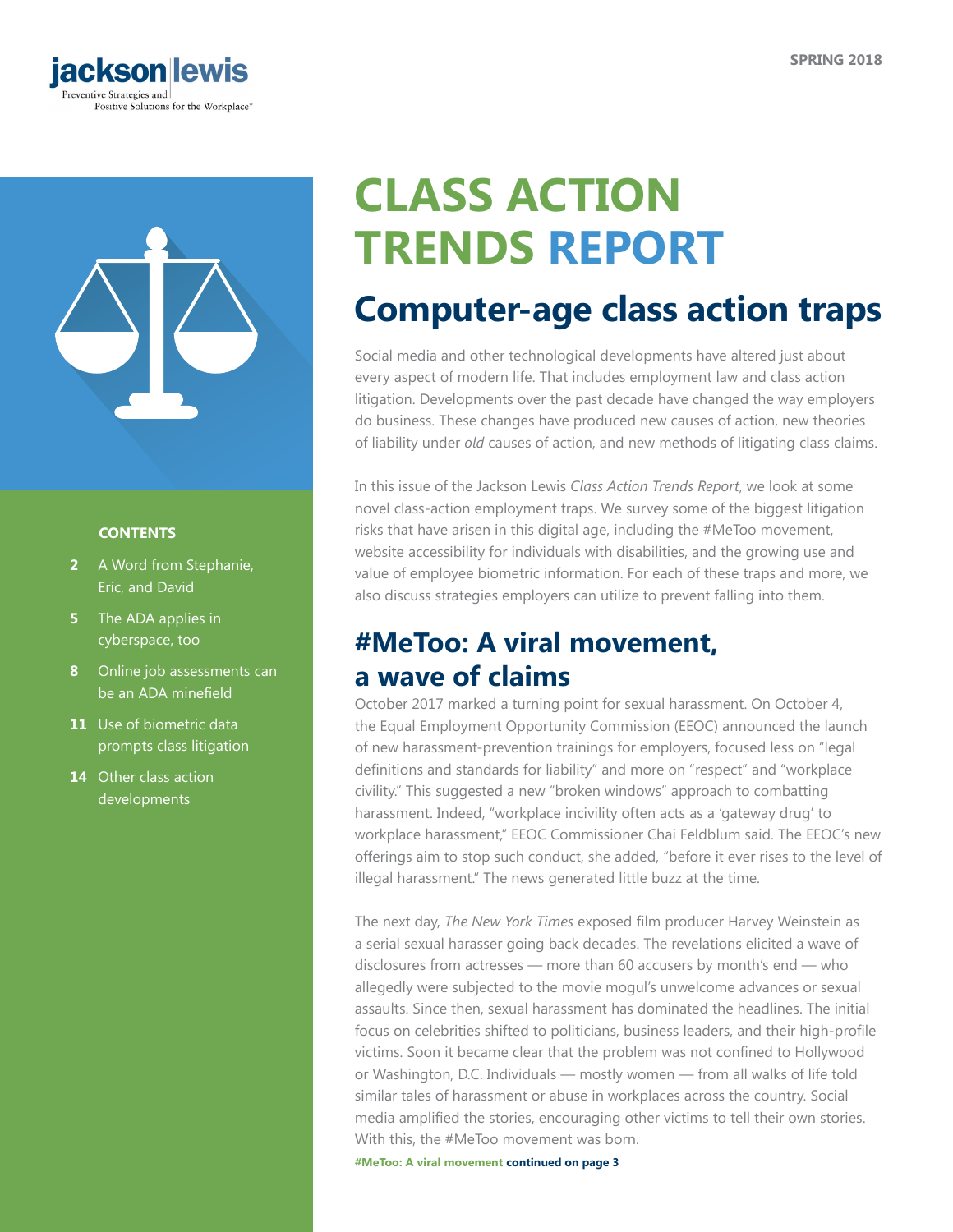jackson|lewis
Preventive Strategies and Positive Solutions for the Workplace®

SPRING 2018

# CLASS ACTION TRENDS REPORT

**CONTENTS**

- **2** A Word from Stephanie, Eric, and David
- **5** The ADA applies in cyberspace, too
- **8** Online job assessments can be an ADA minefield
- **11** Use of biometric data prompts class litigation
- **14** Other class action developments

## Computer-age class action traps

Social media and other technological developments have altered just about every aspect of modern life. That includes employment law and class action litigation. Developments over the past decade have changed the way employers do business. These changes have produced new causes of action, new theories of liability under *old* causes of action, and new methods of litigating class claims.

In this issue of the Jackson Lewis *Class Action Trends Report*, we look at some novel class-action employment traps. We survey some of the biggest litigation risks that have arisen in this digital age, including the #MeToo movement, website accessibility for individuals with disabilities, and the growing use and value of employee biometric information. For each of these traps and more, we also discuss strategies employers can utilize to prevent falling into them.

## #MeToo: A viral movement, a wave of claims

October 2017 marked a turning point for sexual harassment. On October 4, the Equal Employment Opportunity Commission (EEOC) announced the launch of new harassment-prevention trainings for employers, focused less on "legal definitions and standards for liability" and more on "respect" and "workplace civility." This suggested a new "broken windows" approach to combatting harassment. Indeed, "workplace incivility often acts as a 'gateway drug' to workplace harassment," EEOC Commissioner Chai Feldblum said. The EEOC's new offerings aim to stop such conduct, she added, "before it ever rises to the level of illegal harassment." The news generated little buzz at the time.

The next day, *The New York Times* exposed film producer Harvey Weinstein as a serial sexual harasser going back decades. The revelations elicited a wave of disclosures from actresses — more than 60 accusers by month's end — who allegedly were subjected to the movie mogul's unwelcome advances or sexual assaults. Since then, sexual harassment has dominated the headlines. The initial focus on celebrities shifted to politicians, business leaders, and their high-profile victims. Soon it became clear that the problem was not confined to Hollywood or Washington, D.C. Individuals — mostly women — from all walks of life told similar tales of harassment or abuse in workplaces across the country. Social media amplified the stories, encouraging other victims to tell their own stories. With this, the #MeToo movement was born.

**#MeToo: A viral movement continued on page 3**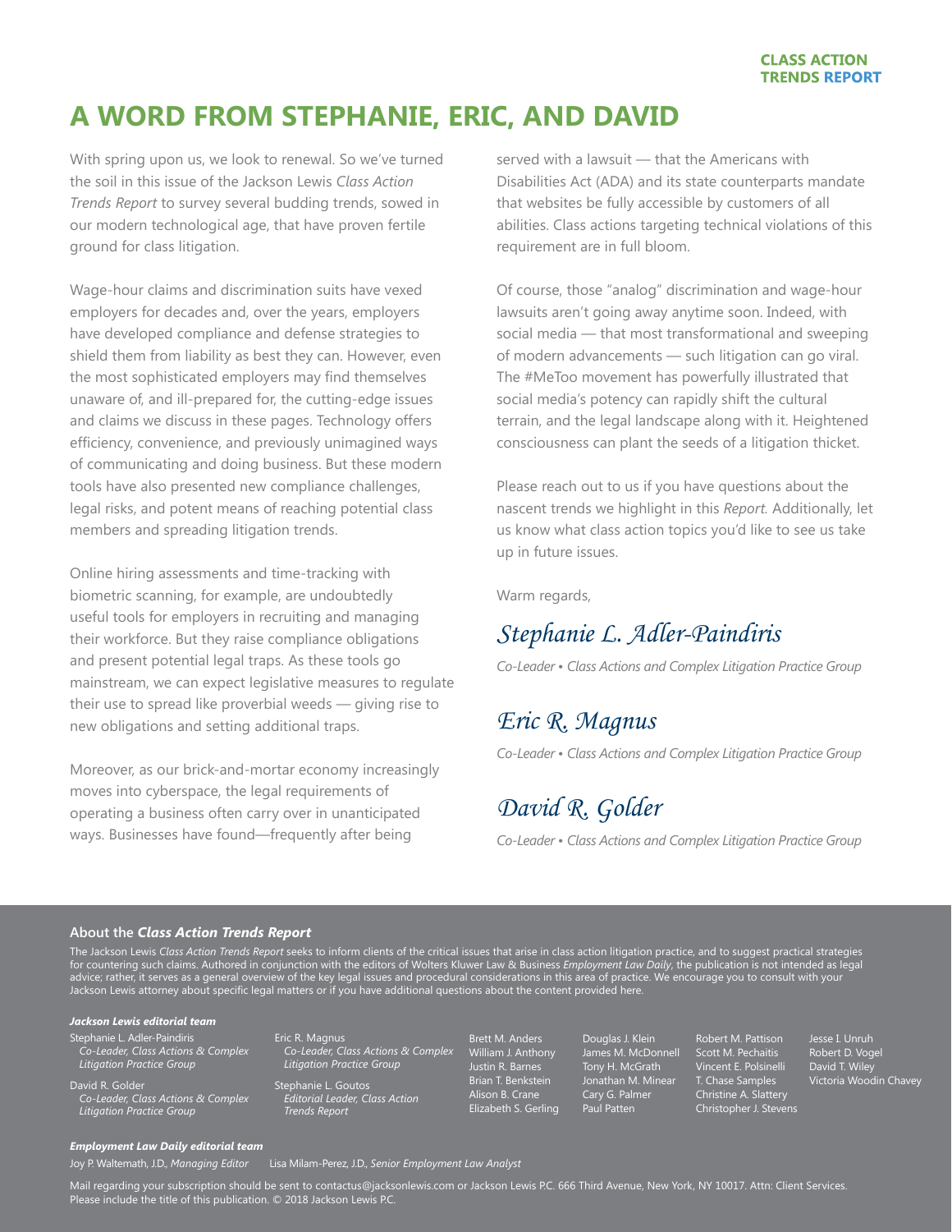# A WORD FROM STEPHANIE, ERIC, AND DAVID

With spring upon us, we look to renewal. So we've turned the soil in this issue of the Jackson Lewis *Class Action Trends Report* to survey several budding trends, sowed in our modern technological age, that have proven fertile ground for class litigation.

Wage-hour claims and discrimination suits have vexed employers for decades and, over the years, employers have developed compliance and defense strategies to shield them from liability as best they can. However, even the most sophisticated employers may find themselves unaware of, and ill-prepared for, the cutting-edge issues and claims we discuss in these pages. Technology offers efficiency, convenience, and previously unimagined ways of communicating and doing business. But these modern tools have also presented new compliance challenges, legal risks, and potent means of reaching potential class members and spreading litigation trends.

Online hiring assessments and time-tracking with biometric scanning, for example, are undoubtedly useful tools for employers in recruiting and managing their workforce. But they raise compliance obligations and present potential legal traps. As these tools go mainstream, we can expect legislative measures to regulate their use to spread like proverbial weeds — giving rise to new obligations and setting additional traps.

Moreover, as our brick-and-mortar economy increasingly moves into cyberspace, the legal requirements of operating a business often carry over in unanticipated ways. Businesses have found—frequently after being served with a lawsuit — that the Americans with Disabilities Act (ADA) and its state counterparts mandate that websites be fully accessible by customers of all abilities. Class actions targeting technical violations of this requirement are in full bloom.

Of course, those "analog" discrimination and wage-hour lawsuits aren't going away anytime soon. Indeed, with social media — that most transformational and sweeping of modern advancements — such litigation can go viral. The #MeToo movement has powerfully illustrated that social media's potency can rapidly shift the cultural terrain, and the legal landscape along with it. Heightened consciousness can plant the seeds of a litigation thicket.

Please reach out to us if you have questions about the nascent trends we highlight in this *Report.* Additionally, let us know what class action topics you'd like to see us take up in future issues.

Warm regards,

*Stephanie L. Adler-Paindiris*
*Co-Leader • Class Actions and Complex Litigation Practice Group*

*Eric R. Magnus*
*Co-Leader • Class Actions and Complex Litigation Practice Group*

*David R. Golder*
*Co-Leader • Class Actions and Complex Litigation Practice Group*

## About the *Class Action Trends Report*

The Jackson Lewis *Class Action Trends Report* seeks to inform clients of the critical issues that arise in class action litigation practice, and to suggest practical strategies for countering such claims. Authored in conjunction with the editors of Wolters Kluwer Law & Business *Employment Law Daily*, the publication is not intended as legal advice; rather, it serves as a general overview of the key legal issues and procedural considerations in this area of practice. We encourage you to consult with your Jackson Lewis attorney about specific legal matters or if you have additional questions about the content provided here.

***Jackson Lewis editorial team***

Stephanie L. Adler-Paindiris
*Co-Leader, Class Actions & Complex Litigation Practice Group*

David R. Golder
*Co-Leader, Class Actions & Complex Litigation Practice Group*

Eric R. Magnus
*Co-Leader, Class Actions & Complex Litigation Practice Group*

Stephanie L. Goutos
*Editorial Leader, Class Action Trends Report*

Brett M. Anders
William J. Anthony
Justin R. Barnes
Brian T. Benkstein
Alison B. Crane
Elizabeth S. Gerling
Douglas J. Klein
James M. McDonnell
Tony H. McGrath
Jonathan M. Minear
Cary G. Palmer
Paul Patten
Robert M. Pattison
Scott M. Pechaitis
Vincent E. Polsinelli
T. Chase Samples
Christine A. Slattery
Christopher J. Stevens
Jesse I. Unruh
Robert D. Vogel
David T. Wiley
Victoria Woodin Chavey

***Employment Law Daily editorial team***

Joy P. Waltemath, J.D., *Managing Editor*
Lisa Milam-Perez, J.D., *Senior Employment Law Analyst*

Mail regarding your subscription should be sent to contactus@jacksonlewis.com or Jackson Lewis P.C. 666 Third Avenue, New York, NY 10017. Attn: Client Services. Please include the title of this publication. © 2018 Jackson Lewis P.C.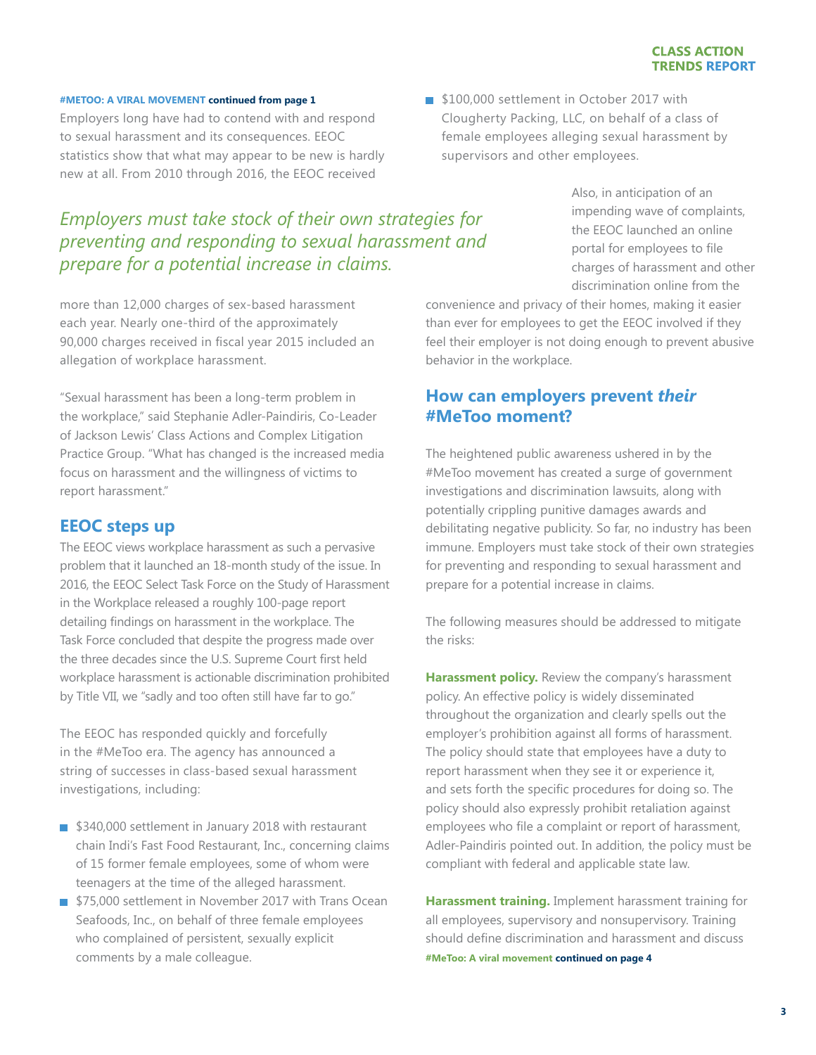**#METOO: A VIRAL MOVEMENT continued from page 1**

Employers long have had to contend with and respond to sexual harassment and its consequences. EEOC statistics show that what may appear to be new is hardly new at all. From 2010 through 2016, the EEOC received more than 12,000 charges of sex-based harassment each year. Nearly one-third of the approximately 90,000 charges received in fiscal year 2015 included an allegation of workplace harassment.

*Employers must take stock of their own strategies for preventing and responding to sexual harassment and prepare for a potential increase in claims.*

"Sexual harassment has been a long-term problem in the workplace," said Stephanie Adler-Paindiris, Co-Leader of Jackson Lewis' Class Actions and Complex Litigation Practice Group. "What has changed is the increased media focus on harassment and the willingness of victims to report harassment."

## EEOC steps up

The EEOC views workplace harassment as such a pervasive problem that it launched an 18-month study of the issue. In 2016, the EEOC Select Task Force on the Study of Harassment in the Workplace released a roughly 100-page report detailing findings on harassment in the workplace. The Task Force concluded that despite the progress made over the three decades since the U.S. Supreme Court first held workplace harassment is actionable discrimination prohibited by Title VII, we "sadly and too often still have far to go."

The EEOC has responded quickly and forcefully in the #MeToo era. The agency has announced a string of successes in class-based sexual harassment investigations, including:

- $340,000 settlement in January 2018 with restaurant chain Indi's Fast Food Restaurant, Inc., concerning claims of 15 former female employees, some of whom were teenagers at the time of the alleged harassment.
- $75,000 settlement in November 2017 with Trans Ocean Seafoods, Inc., on behalf of three female employees who complained of persistent, sexually explicit comments by a male colleague.
- $100,000 settlement in October 2017 with Clougherty Packing, LLC, on behalf of a class of female employees alleging sexual harassment by supervisors and other employees.

Also, in anticipation of an impending wave of complaints, the EEOC launched an online portal for employees to file charges of harassment and other discrimination online from the convenience and privacy of their homes, making it easier than ever for employees to get the EEOC involved if they feel their employer is not doing enough to prevent abusive behavior in the workplace.

## How can employers prevent *their* #MeToo moment?

The heightened public awareness ushered in by the #MeToo movement has created a surge of government investigations and discrimination lawsuits, along with potentially crippling punitive damages awards and debilitating negative publicity. So far, no industry has been immune. Employers must take stock of their own strategies for preventing and responding to sexual harassment and prepare for a potential increase in claims.

The following measures should be addressed to mitigate the risks:

**Harassment policy.** Review the company's harassment policy. An effective policy is widely disseminated throughout the organization and clearly spells out the employer's prohibition against all forms of harassment. The policy should state that employees have a duty to report harassment when they see it or experience it, and sets forth the specific procedures for doing so. The policy should also expressly prohibit retaliation against employees who file a complaint or report of harassment, Adler-Paindiris pointed out. In addition, the policy must be compliant with federal and applicable state law.

**Harassment training.** Implement harassment training for all employees, supervisory and nonsupervisory. Training should define discrimination and harassment and discuss

**#MeToo: A viral movement continued on page 4**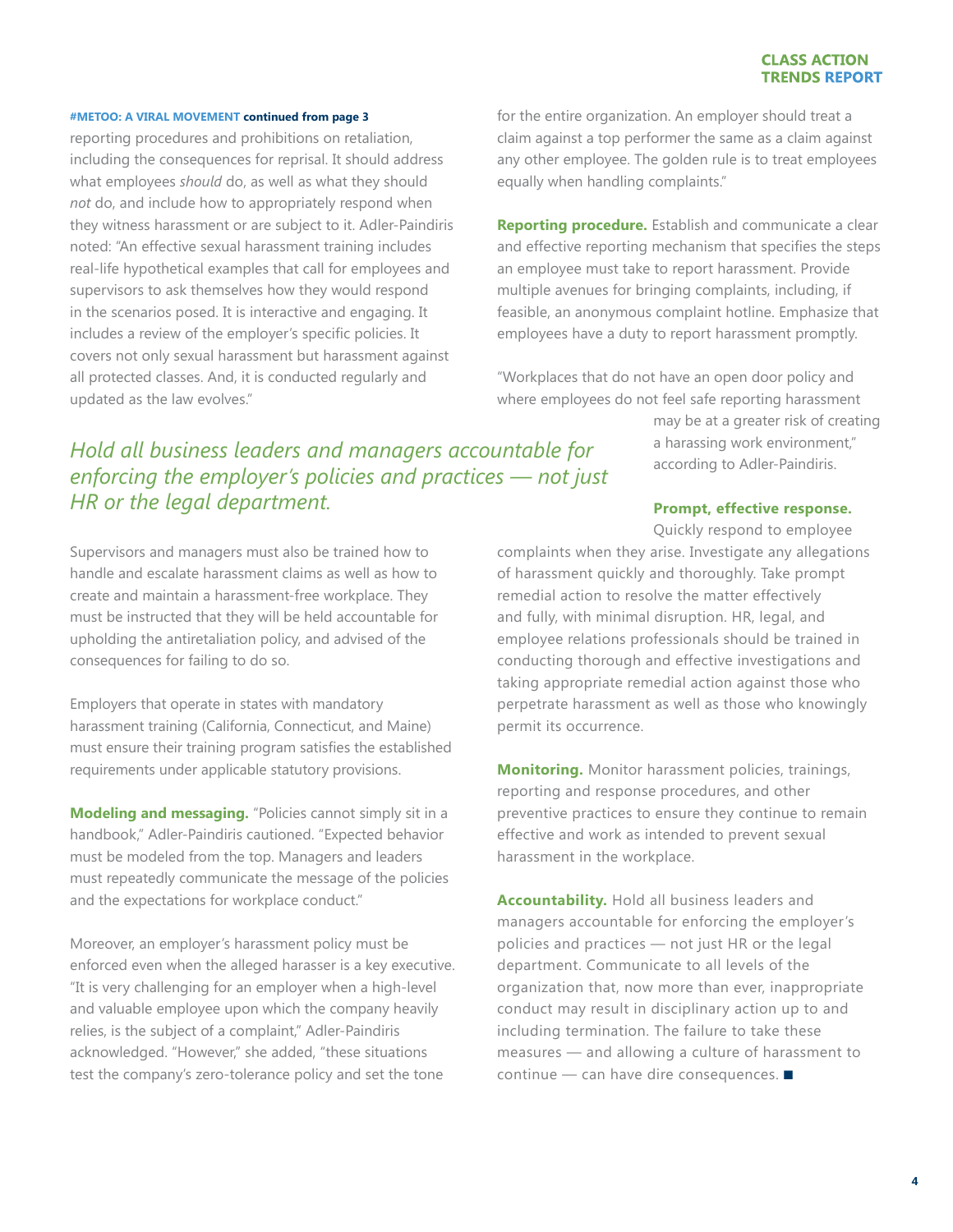**#METOO: A VIRAL MOVEMENT continued from page 3**

reporting procedures and prohibitions on retaliation, including the consequences for reprisal. It should address what employees *should* do, as well as what they should *not* do, and include how to appropriately respond when they witness harassment or are subject to it. Adler-Paindiris noted: "An effective sexual harassment training includes real-life hypothetical examples that call for employees and supervisors to ask themselves how they would respond in the scenarios posed. It is interactive and engaging. It includes a review of the employer's specific policies. It covers not only sexual harassment but harassment against all protected classes. And, it is conducted regularly and updated as the law evolves."

> *Hold all business leaders and managers accountable for enforcing the employer's policies and practices — not just HR or the legal department.*

Supervisors and managers must also be trained how to handle and escalate harassment claims as well as how to create and maintain a harassment-free workplace. They must be instructed that they will be held accountable for upholding the antiretaliation policy, and advised of the consequences for failing to do so.

Employers that operate in states with mandatory harassment training (California, Connecticut, and Maine) must ensure their training program satisfies the established requirements under applicable statutory provisions.

**Modeling and messaging.** "Policies cannot simply sit in a handbook," Adler-Paindiris cautioned. "Expected behavior must be modeled from the top. Managers and leaders must repeatedly communicate the message of the policies and the expectations for workplace conduct."

Moreover, an employer's harassment policy must be enforced even when the alleged harasser is a key executive. "It is very challenging for an employer when a high-level and valuable employee upon which the company heavily relies, is the subject of a complaint," Adler-Paindiris acknowledged. "However," she added, "these situations test the company's zero-tolerance policy and set the tone for the entire organization. An employer should treat a claim against a top performer the same as a claim against any other employee. The golden rule is to treat employees equally when handling complaints."

**Reporting procedure.** Establish and communicate a clear and effective reporting mechanism that specifies the steps an employee must take to report harassment. Provide multiple avenues for bringing complaints, including, if feasible, an anonymous complaint hotline. Emphasize that employees have a duty to report harassment promptly.

"Workplaces that do not have an open door policy and where employees do not feel safe reporting harassment may be at a greater risk of creating a harassing work environment," according to Adler-Paindiris.

**Prompt, effective response.** Quickly respond to employee complaints when they arise. Investigate any allegations of harassment quickly and thoroughly. Take prompt remedial action to resolve the matter effectively and fully, with minimal disruption. HR, legal, and employee relations professionals should be trained in conducting thorough and effective investigations and taking appropriate remedial action against those who perpetrate harassment as well as those who knowingly permit its occurrence.

**Monitoring.** Monitor harassment policies, trainings, reporting and response procedures, and other preventive practices to ensure they continue to remain effective and work as intended to prevent sexual harassment in the workplace.

**Accountability.** Hold all business leaders and managers accountable for enforcing the employer's policies and practices — not just HR or the legal department. Communicate to all levels of the organization that, now more than ever, inappropriate conduct may result in disciplinary action up to and including termination. The failure to take these measures — and allowing a culture of harassment to continue — can have dire consequences. ■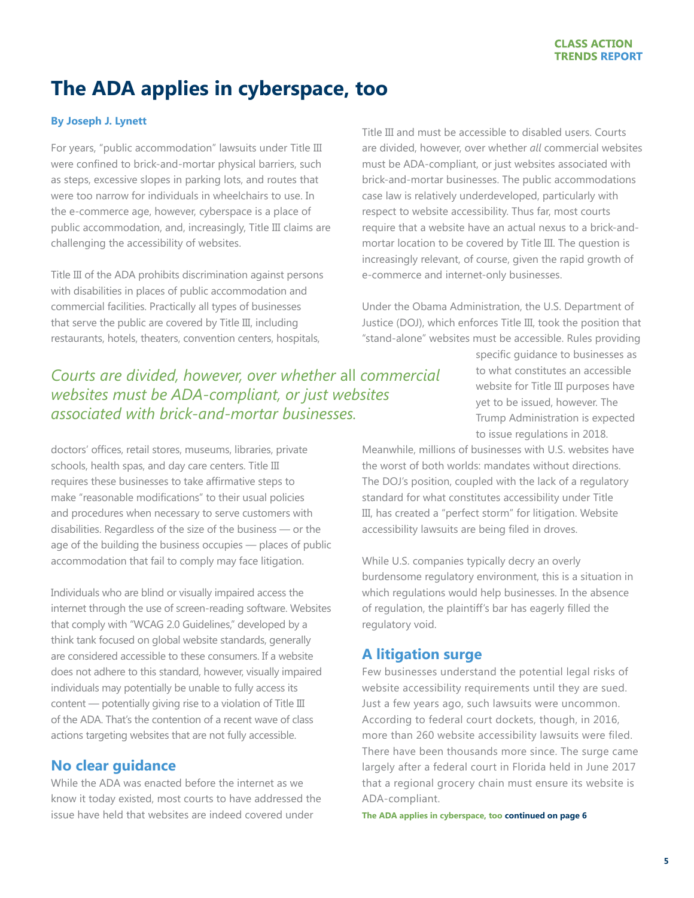# The ADA applies in cyberspace, too

**By Joseph J. Lynett**

For years, "public accommodation" lawsuits under Title III were confined to brick-and-mortar physical barriers, such as steps, excessive slopes in parking lots, and routes that were too narrow for individuals in wheelchairs to use. In the e-commerce age, however, cyberspace is a place of public accommodation, and, increasingly, Title III claims are challenging the accessibility of websites.

Title III of the ADA prohibits discrimination against persons with disabilities in places of public accommodation and commercial facilities. Practically all types of businesses that serve the public are covered by Title III, including restaurants, hotels, theaters, convention centers, hospitals, doctors' offices, retail stores, museums, libraries, private schools, health spas, and day care centers. Title III requires these businesses to take affirmative steps to make "reasonable modifications" to their usual policies and procedures when necessary to serve customers with disabilities. Regardless of the size of the business — or the age of the building the business occupies — places of public accommodation that fail to comply may face litigation.

Individuals who are blind or visually impaired access the internet through the use of screen-reading software. Websites that comply with "WCAG 2.0 Guidelines," developed by a think tank focused on global website standards, generally are considered accessible to these consumers. If a website does not adhere to this standard, however, visually impaired individuals may potentially be unable to fully access its content — potentially giving rise to a violation of Title III of the ADA. That's the contention of a recent wave of class actions targeting websites that are not fully accessible.

## No clear guidance

While the ADA was enacted before the internet as we know it today existed, most courts to have addressed the issue have held that websites are indeed covered under Title III and must be accessible to disabled users. Courts are divided, however, over whether *all* commercial websites must be ADA-compliant, or just websites associated with brick-and-mortar businesses. The public accommodations case law is relatively underdeveloped, particularly with respect to website accessibility. Thus far, most courts require that a website have an actual nexus to a brick-and-mortar location to be covered by Title III. The question is increasingly relevant, of course, given the rapid growth of e-commerce and internet-only businesses.

*Courts are divided, however, over whether* all *commercial websites must be ADA-compliant, or just websites associated with brick-and-mortar businesses.*

Under the Obama Administration, the U.S. Department of Justice (DOJ), which enforces Title III, took the position that "stand-alone" websites must be accessible. Rules providing specific guidance to businesses as to what constitutes an accessible website for Title III purposes have yet to be issued, however. The Trump Administration is expected to issue regulations in 2018. Meanwhile, millions of businesses with U.S. websites have the worst of both worlds: mandates without directions. The DOJ's position, coupled with the lack of a regulatory standard for what constitutes accessibility under Title III, has created a "perfect storm" for litigation. Website accessibility lawsuits are being filed in droves.

While U.S. companies typically decry an overly burdensome regulatory environment, this is a situation in which regulations would help businesses. In the absence of regulation, the plaintiff's bar has eagerly filled the regulatory void.

## A litigation surge

Few businesses understand the potential legal risks of website accessibility requirements until they are sued. Just a few years ago, such lawsuits were uncommon. According to federal court dockets, though, in 2016, more than 260 website accessibility lawsuits were filed. There have been thousands more since. The surge came largely after a federal court in Florida held in June 2017 that a regional grocery chain must ensure its website is ADA-compliant.

**The ADA applies in cyberspace, too continued on page 6**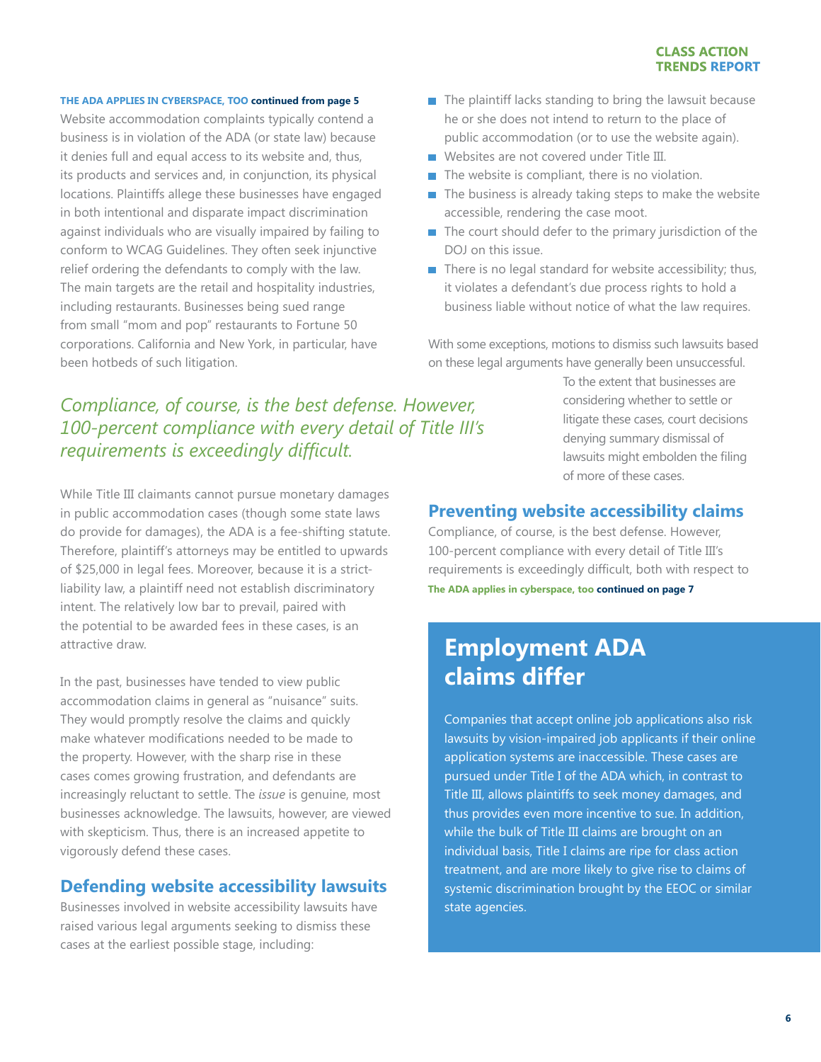**THE ADA APPLIES IN CYBERSPACE, TOO continued from page 5**

Website accommodation complaints typically contend a business is in violation of the ADA (or state law) because it denies full and equal access to its website and, thus, its products and services and, in conjunction, its physical locations. Plaintiffs allege these businesses have engaged in both intentional and disparate impact discrimination against individuals who are visually impaired by failing to conform to WCAG Guidelines. They often seek injunctive relief ordering the defendants to comply with the law. The main targets are the retail and hospitality industries, including restaurants. Businesses being sued range from small "mom and pop" restaurants to Fortune 50 corporations. California and New York, in particular, have been hotbeds of such litigation.

*Compliance, of course, is the best defense. However, 100-percent compliance with every detail of Title III's requirements is exceedingly difficult.*

While Title III claimants cannot pursue monetary damages in public accommodation cases (though some state laws do provide for damages), the ADA is a fee-shifting statute. Therefore, plaintiff's attorneys may be entitled to upwards of $25,000 in legal fees. Moreover, because it is a strict-liability law, a plaintiff need not establish discriminatory intent. The relatively low bar to prevail, paired with the potential to be awarded fees in these cases, is an attractive draw.

In the past, businesses have tended to view public accommodation claims in general as "nuisance" suits. They would promptly resolve the claims and quickly make whatever modifications needed to be made to the property. However, with the sharp rise in these cases comes growing frustration, and defendants are increasingly reluctant to settle. The *issue* is genuine, most businesses acknowledge. The lawsuits, however, are viewed with skepticism. Thus, there is an increased appetite to vigorously defend these cases.

## Defending website accessibility lawsuits

Businesses involved in website accessibility lawsuits have raised various legal arguments seeking to dismiss these cases at the earliest possible stage, including:

- The plaintiff lacks standing to bring the lawsuit because he or she does not intend to return to the place of public accommodation (or to use the website again).
- Websites are not covered under Title III.
- The website is compliant, there is no violation.
- The business is already taking steps to make the website accessible, rendering the case moot.
- The court should defer to the primary jurisdiction of the DOJ on this issue.
- There is no legal standard for website accessibility; thus, it violates a defendant's due process rights to hold a business liable without notice of what the law requires.

With some exceptions, motions to dismiss such lawsuits based on these legal arguments have generally been unsuccessful. To the extent that businesses are considering whether to settle or litigate these cases, court decisions denying summary dismissal of lawsuits might embolden the filing of more of these cases.

## Preventing website accessibility claims

Compliance, of course, is the best defense. However, 100-percent compliance with every detail of Title III's requirements is exceedingly difficult, both with respect to

**The ADA applies in cyberspace, too continued on page 7**

## Employment ADA claims differ

Companies that accept online job applications also risk lawsuits by vision-impaired job applicants if their online application systems are inaccessible. These cases are pursued under Title I of the ADA which, in contrast to Title III, allows plaintiffs to seek money damages, and thus provides even more incentive to sue. In addition, while the bulk of Title III claims are brought on an individual basis, Title I claims are ripe for class action treatment, and are more likely to give rise to claims of systemic discrimination brought by the EEOC or similar state agencies.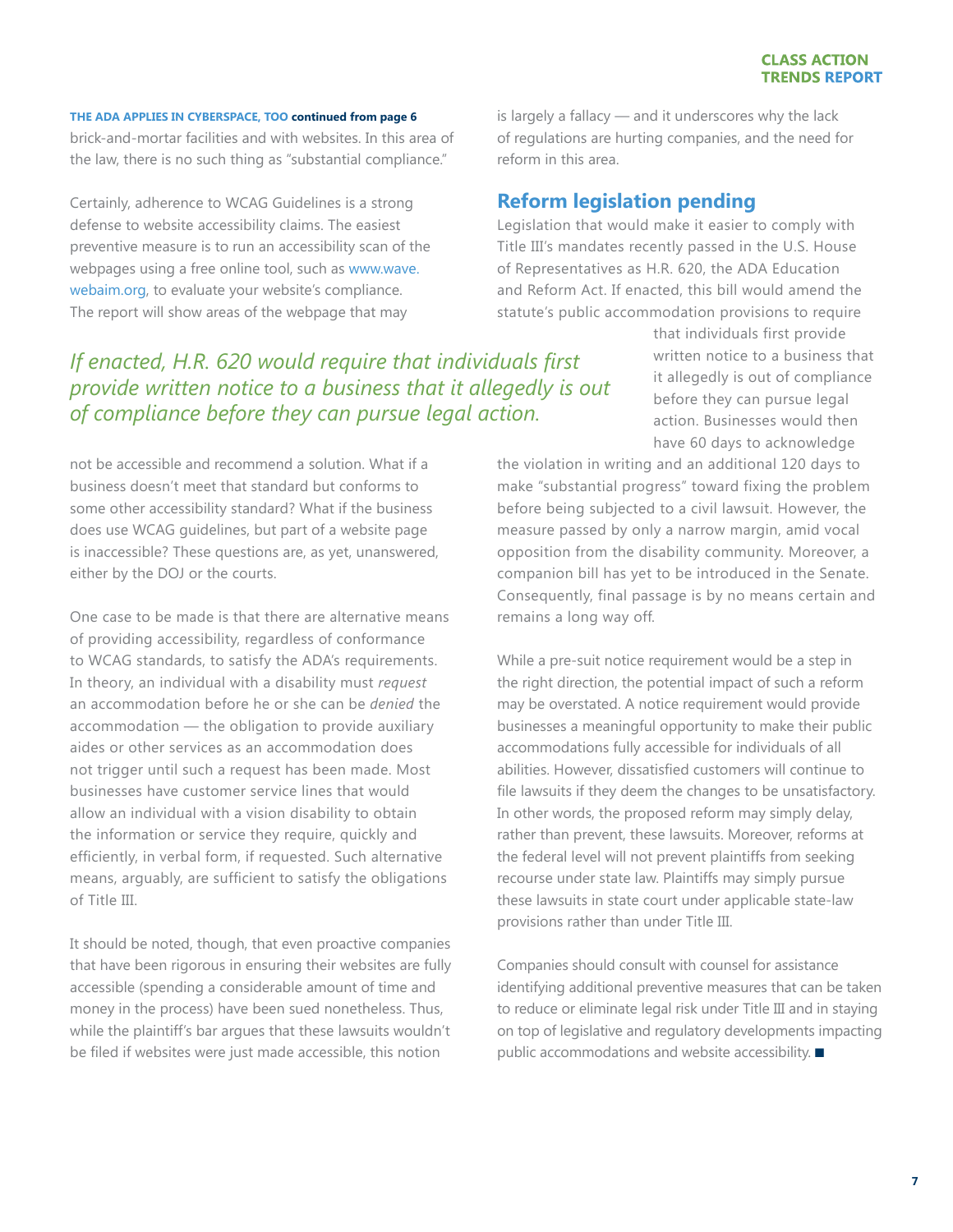**THE ADA APPLIES IN CYBERSPACE, TOO continued from page 6**

brick-and-mortar facilities and with websites. In this area of the law, there is no such thing as "substantial compliance."

Certainly, adherence to WCAG Guidelines is a strong defense to website accessibility claims. The easiest preventive measure is to run an accessibility scan of the webpages using a free online tool, such as www.wave.webaim.org, to evaluate your website's compliance. The report will show areas of the webpage that may not be accessible and recommend a solution. What if a business doesn't meet that standard but conforms to some other accessibility standard? What if the business does use WCAG guidelines, but part of a website page is inaccessible? These questions are, as yet, unanswered, either by the DOJ or the courts.

One case to be made is that there are alternative means of providing accessibility, regardless of conformance to WCAG standards, to satisfy the ADA's requirements. In theory, an individual with a disability must *request* an accommodation before he or she can be *denied* the accommodation — the obligation to provide auxiliary aides or other services as an accommodation does not trigger until such a request has been made. Most businesses have customer service lines that would allow an individual with a vision disability to obtain the information or service they require, quickly and efficiently, in verbal form, if requested. Such alternative means, arguably, are sufficient to satisfy the obligations of Title III.

It should be noted, though, that even proactive companies that have been rigorous in ensuring their websites are fully accessible (spending a considerable amount of time and money in the process) have been sued nonetheless. Thus, while the plaintiff's bar argues that these lawsuits wouldn't be filed if websites were just made accessible, this notion is largely a fallacy — and it underscores why the lack of regulations are hurting companies, and the need for reform in this area.

## Reform legislation pending

Legislation that would make it easier to comply with Title III's mandates recently passed in the U.S. House of Representatives as H.R. 620, the ADA Education and Reform Act. If enacted, this bill would amend the statute's public accommodation provisions to require that individuals first provide written notice to a business that it allegedly is out of compliance before they can pursue legal action. Businesses would then have 60 days to acknowledge the violation in writing and an additional 120 days to make "substantial progress" toward fixing the problem before being subjected to a civil lawsuit. However, the measure passed by only a narrow margin, amid vocal opposition from the disability community. Moreover, a companion bill has yet to be introduced in the Senate. Consequently, final passage is by no means certain and remains a long way off.

*If enacted, H.R. 620 would require that individuals first provide written notice to a business that it allegedly is out of compliance before they can pursue legal action.*

While a pre-suit notice requirement would be a step in the right direction, the potential impact of such a reform may be overstated. A notice requirement would provide businesses a meaningful opportunity to make their public accommodations fully accessible for individuals of all abilities. However, dissatisfied customers will continue to file lawsuits if they deem the changes to be unsatisfactory. In other words, the proposed reform may simply delay, rather than prevent, these lawsuits. Moreover, reforms at the federal level will not prevent plaintiffs from seeking recourse under state law. Plaintiffs may simply pursue these lawsuits in state court under applicable state-law provisions rather than under Title III.

Companies should consult with counsel for assistance identifying additional preventive measures that can be taken to reduce or eliminate legal risk under Title III and in staying on top of legislative and regulatory developments impacting public accommodations and website accessibility. ■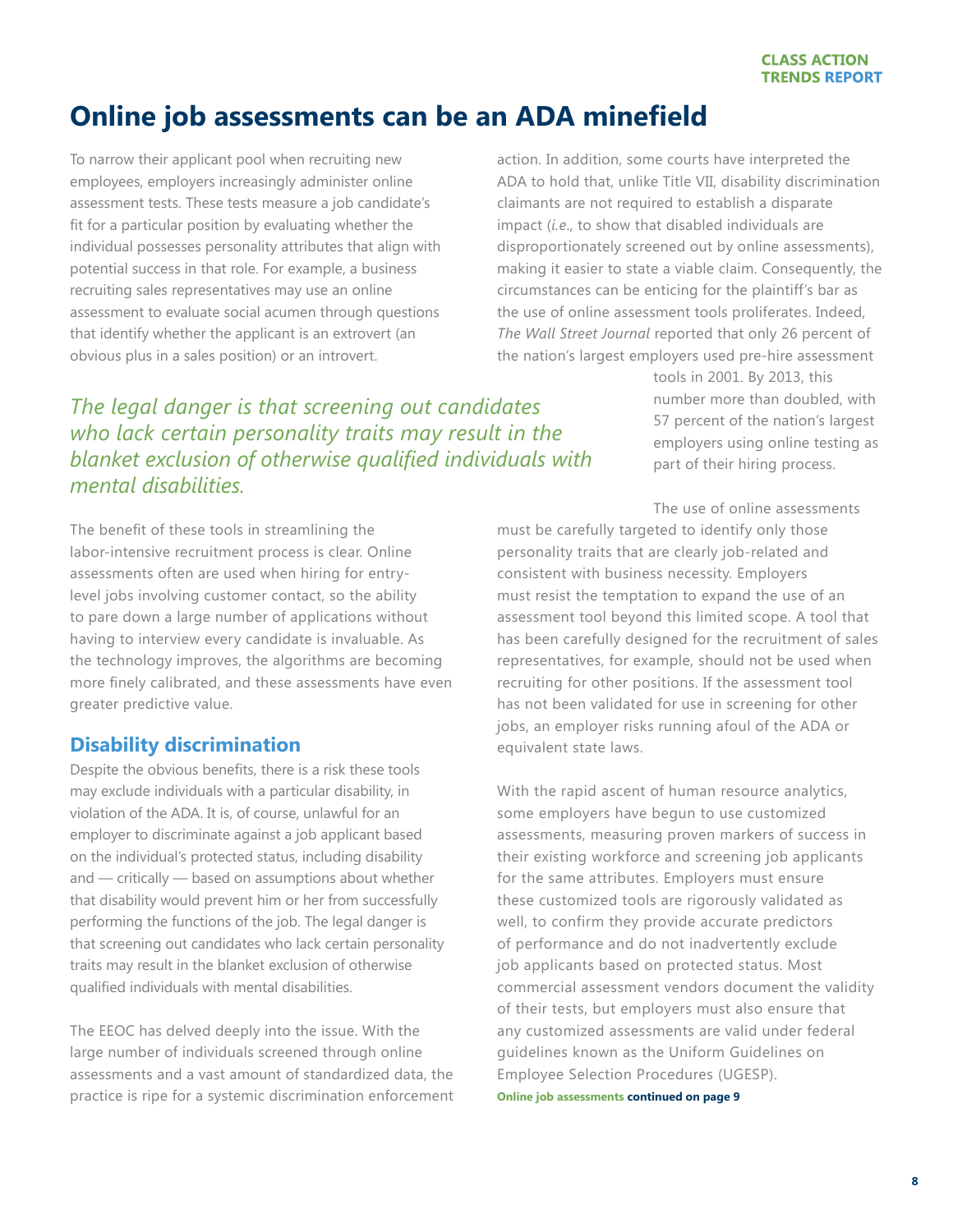# Online job assessments can be an ADA minefield

To narrow their applicant pool when recruiting new employees, employers increasingly administer online assessment tests. These tests measure a job candidate's fit for a particular position by evaluating whether the individual possesses personality attributes that align with potential success in that role. For example, a business recruiting sales representatives may use an online assessment to evaluate social acumen through questions that identify whether the applicant is an extrovert (an obvious plus in a sales position) or an introvert.

*The legal danger is that screening out candidates who lack certain personality traits may result in the blanket exclusion of otherwise qualified individuals with mental disabilities.*

The benefit of these tools in streamlining the labor-intensive recruitment process is clear. Online assessments often are used when hiring for entry-level jobs involving customer contact, so the ability to pare down a large number of applications without having to interview every candidate is invaluable. As the technology improves, the algorithms are becoming more finely calibrated, and these assessments have even greater predictive value.

## Disability discrimination

Despite the obvious benefits, there is a risk these tools may exclude individuals with a particular disability, in violation of the ADA. It is, of course, unlawful for an employer to discriminate against a job applicant based on the individual's protected status, including disability and — critically — based on assumptions about whether that disability would prevent him or her from successfully performing the functions of the job. The legal danger is that screening out candidates who lack certain personality traits may result in the blanket exclusion of otherwise qualified individuals with mental disabilities.

The EEOC has delved deeply into the issue. With the large number of individuals screened through online assessments and a vast amount of standardized data, the practice is ripe for a systemic discrimination enforcement action. In addition, some courts have interpreted the ADA to hold that, unlike Title VII, disability discrimination claimants are not required to establish a disparate impact (*i.e.*, to show that disabled individuals are disproportionately screened out by online assessments), making it easier to state a viable claim. Consequently, the circumstances can be enticing for the plaintiff's bar as the use of online assessment tools proliferates. Indeed, *The Wall Street Journal* reported that only 26 percent of the nation's largest employers used pre-hire assessment tools in 2001. By 2013, this number more than doubled, with 57 percent of the nation's largest employers using online testing as part of their hiring process.

The use of online assessments must be carefully targeted to identify only those personality traits that are clearly job-related and consistent with business necessity. Employers must resist the temptation to expand the use of an assessment tool beyond this limited scope. A tool that has been carefully designed for the recruitment of sales representatives, for example, should not be used when recruiting for other positions. If the assessment tool has not been validated for use in screening for other jobs, an employer risks running afoul of the ADA or equivalent state laws.

With the rapid ascent of human resource analytics, some employers have begun to use customized assessments, measuring proven markers of success in their existing workforce and screening job applicants for the same attributes. Employers must ensure these customized tools are rigorously validated as well, to confirm they provide accurate predictors of performance and do not inadvertently exclude job applicants based on protected status. Most commercial assessment vendors document the validity of their tests, but employers must also ensure that any customized assessments are valid under federal guidelines known as the Uniform Guidelines on Employee Selection Procedures (UGESP).

**Online job assessments continued on page 9**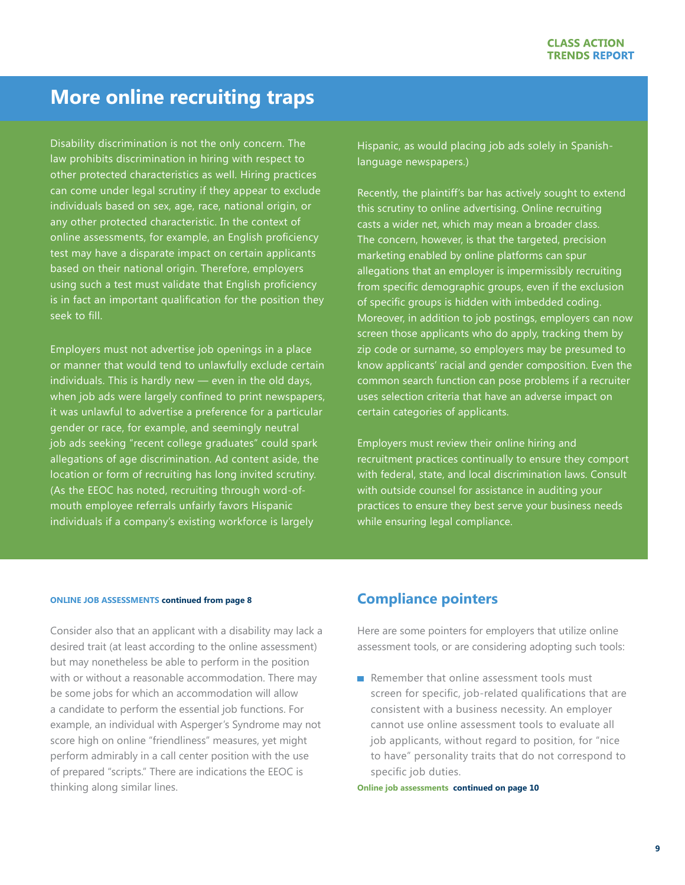## More online recruiting traps

Disability discrimination is not the only concern. The law prohibits discrimination in hiring with respect to other protected characteristics as well. Hiring practices can come under legal scrutiny if they appear to exclude individuals based on sex, age, race, national origin, or any other protected characteristic. In the context of online assessments, for example, an English proficiency test may have a disparate impact on certain applicants based on their national origin. Therefore, employers using such a test must validate that English proficiency is in fact an important qualification for the position they seek to fill.

Employers must not advertise job openings in a place or manner that would tend to unlawfully exclude certain individuals. This is hardly new — even in the old days, when job ads were largely confined to print newspapers, it was unlawful to advertise a preference for a particular gender or race, for example, and seemingly neutral job ads seeking "recent college graduates" could spark allegations of age discrimination. Ad content aside, the location or form of recruiting has long invited scrutiny. (As the EEOC has noted, recruiting through word-of-mouth employee referrals unfairly favors Hispanic individuals if a company's existing workforce is largely Hispanic, as would placing job ads solely in Spanish-language newspapers.)

Recently, the plaintiff's bar has actively sought to extend this scrutiny to online advertising. Online recruiting casts a wider net, which may mean a broader class. The concern, however, is that the targeted, precision marketing enabled by online platforms can spur allegations that an employer is impermissibly recruiting from specific demographic groups, even if the exclusion of specific groups is hidden with imbedded coding. Moreover, in addition to job postings, employers can now screen those applicants who do apply, tracking them by zip code or surname, so employers may be presumed to know applicants' racial and gender composition. Even the common search function can pose problems if a recruiter uses selection criteria that have an adverse impact on certain categories of applicants.

Employers must review their online hiring and recruitment practices continually to ensure they comport with federal, state, and local discrimination laws. Consult with outside counsel for assistance in auditing your practices to ensure they best serve your business needs while ensuring legal compliance.

**ONLINE JOB ASSESSMENTS continued from page 8**

Consider also that an applicant with a disability may lack a desired trait (at least according to the online assessment) but may nonetheless be able to perform in the position with or without a reasonable accommodation. There may be some jobs for which an accommodation will allow a candidate to perform the essential job functions. For example, an individual with Asperger's Syndrome may not score high on online "friendliness" measures, yet might perform admirably in a call center position with the use of prepared "scripts." There are indications the EEOC is thinking along similar lines.

## Compliance pointers

Here are some pointers for employers that utilize online assessment tools, or are considering adopting such tools:

- Remember that online assessment tools must screen for specific, job-related qualifications that are consistent with a business necessity. An employer cannot use online assessment tools to evaluate all job applicants, without regard to position, for "nice to have" personality traits that do not correspond to specific job duties.

**Online job assessments continued on page 10**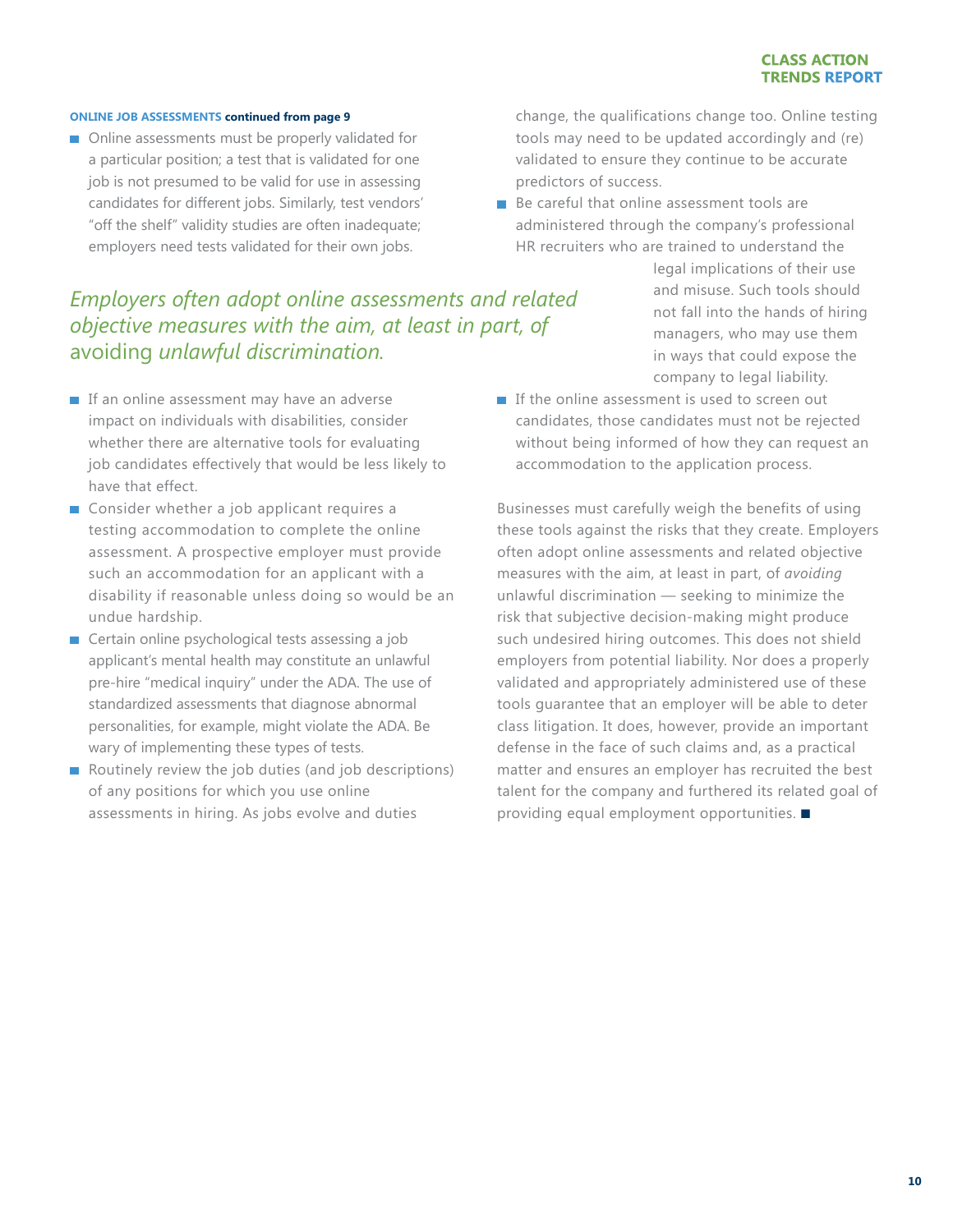**ONLINE JOB ASSESSMENTS continued from page 9**

- Online assessments must be properly validated for a particular position; a test that is validated for one job is not presumed to be valid for use in assessing candidates for different jobs. Similarly, test vendors' "off the shelf" validity studies are often inadequate; employers need tests validated for their own jobs.

*Employers often adopt online assessments and related objective measures with the aim, at least in part, of avoiding unlawful discrimination.*

- If an online assessment may have an adverse impact on individuals with disabilities, consider whether there are alternative tools for evaluating job candidates effectively that would be less likely to have that effect.
- Consider whether a job applicant requires a testing accommodation to complete the online assessment. A prospective employer must provide such an accommodation for an applicant with a disability if reasonable unless doing so would be an undue hardship.
- Certain online psychological tests assessing a job applicant's mental health may constitute an unlawful pre-hire "medical inquiry" under the ADA. The use of standardized assessments that diagnose abnormal personalities, for example, might violate the ADA. Be wary of implementing these types of tests.
- Routinely review the job duties (and job descriptions) of any positions for which you use online assessments in hiring. As jobs evolve and duties change, the qualifications change too. Online testing tools may need to be updated accordingly and (re) validated to ensure they continue to be accurate predictors of success.
- Be careful that online assessment tools are administered through the company's professional HR recruiters who are trained to understand the legal implications of their use and misuse. Such tools should not fall into the hands of hiring managers, who may use them in ways that could expose the company to legal liability.
- If the online assessment is used to screen out candidates, those candidates must not be rejected without being informed of how they can request an accommodation to the application process.

Businesses must carefully weigh the benefits of using these tools against the risks that they create. Employers often adopt online assessments and related objective measures with the aim, at least in part, of *avoiding* unlawful discrimination — seeking to minimize the risk that subjective decision-making might produce such undesired hiring outcomes. This does not shield employers from potential liability. Nor does a properly validated and appropriately administered use of these tools guarantee that an employer will be able to deter class litigation. It does, however, provide an important defense in the face of such claims and, as a practical matter and ensures an employer has recruited the best talent for the company and furthered its related goal of providing equal employment opportunities. ■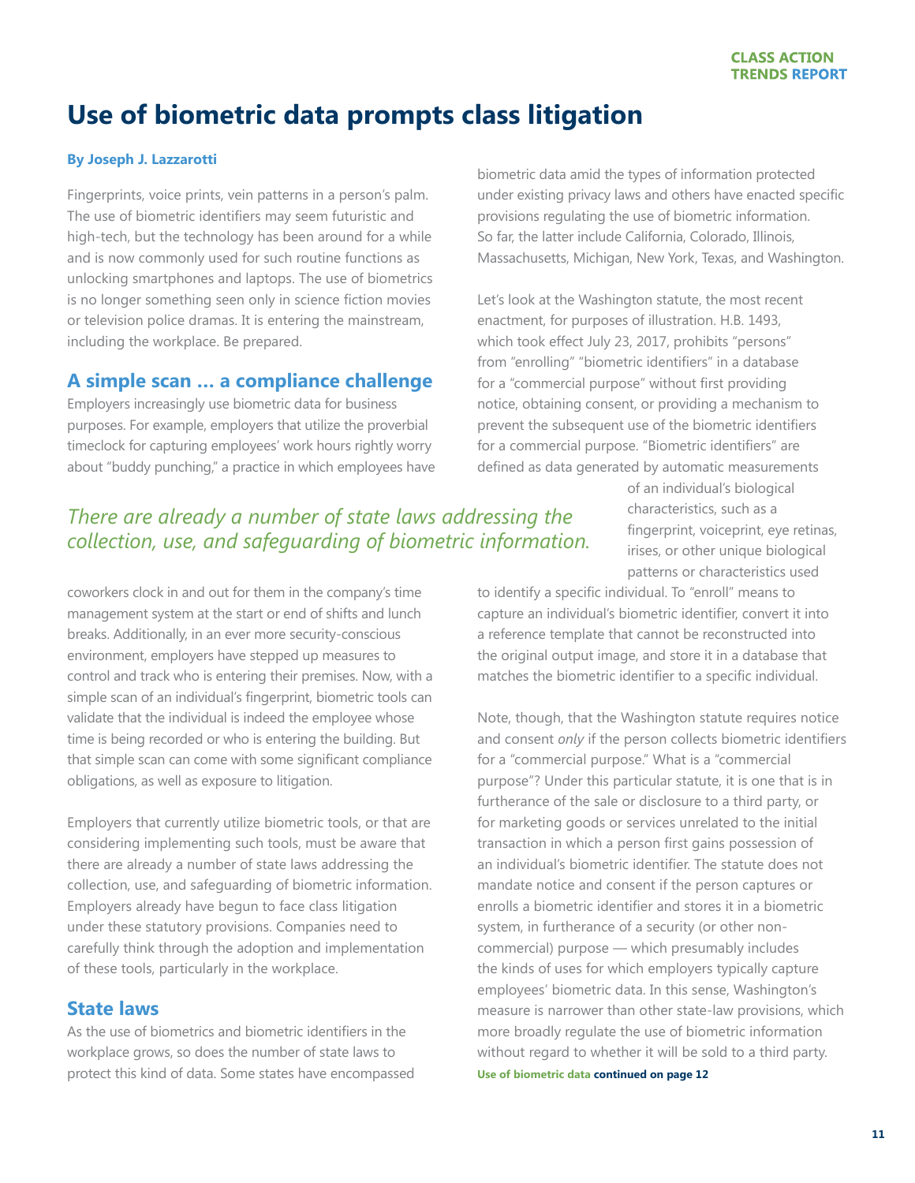# Use of biometric data prompts class litigation

**By Joseph J. Lazzarotti**

Fingerprints, voice prints, vein patterns in a person's palm. The use of biometric identifiers may seem futuristic and high-tech, but the technology has been around for a while and is now commonly used for such routine functions as unlocking smartphones and laptops. The use of biometrics is no longer something seen only in science fiction movies or television police dramas. It is entering the mainstream, including the workplace. Be prepared.

## A simple scan … a compliance challenge

Employers increasingly use biometric data for business purposes. For example, employers that utilize the proverbial timeclock for capturing employees' work hours rightly worry about "buddy punching," a practice in which employees have coworkers clock in and out for them in the company's time management system at the start or end of shifts and lunch breaks. Additionally, in an ever more security-conscious environment, employers have stepped up measures to control and track who is entering their premises. Now, with a simple scan of an individual's fingerprint, biometric tools can validate that the individual is indeed the employee whose time is being recorded or who is entering the building. But that simple scan can come with some significant compliance obligations, as well as exposure to litigation.

*There are already a number of state laws addressing the collection, use, and safeguarding of biometric information.*

Employers that currently utilize biometric tools, or that are considering implementing such tools, must be aware that there are already a number of state laws addressing the collection, use, and safeguarding of biometric information. Employers already have begun to face class litigation under these statutory provisions. Companies need to carefully think through the adoption and implementation of these tools, particularly in the workplace.

## State laws

As the use of biometrics and biometric identifiers in the workplace grows, so does the number of state laws to protect this kind of data. Some states have encompassed biometric data amid the types of information protected under existing privacy laws and others have enacted specific provisions regulating the use of biometric information. So far, the latter include California, Colorado, Illinois, Massachusetts, Michigan, New York, Texas, and Washington.

Let's look at the Washington statute, the most recent enactment, for purposes of illustration. H.B. 1493, which took effect July 23, 2017, prohibits "persons" from "enrolling" "biometric identifiers" in a database for a "commercial purpose" without first providing notice, obtaining consent, or providing a mechanism to prevent the subsequent use of the biometric identifiers for a commercial purpose. "Biometric identifiers" are defined as data generated by automatic measurements of an individual's biological characteristics, such as a fingerprint, voiceprint, eye retinas, irises, or other unique biological patterns or characteristics used to identify a specific individual. To "enroll" means to capture an individual's biometric identifier, convert it into a reference template that cannot be reconstructed into the original output image, and store it in a database that matches the biometric identifier to a specific individual.

Note, though, that the Washington statute requires notice and consent *only* if the person collects biometric identifiers for a "commercial purpose." What is a "commercial purpose"? Under this particular statute, it is one that is in furtherance of the sale or disclosure to a third party, or for marketing goods or services unrelated to the initial transaction in which a person first gains possession of an individual's biometric identifier. The statute does not mandate notice and consent if the person captures or enrolls a biometric identifier and stores it in a biometric system, in furtherance of a security (or other non-commercial) purpose — which presumably includes the kinds of uses for which employers typically capture employees' biometric data. In this sense, Washington's measure is narrower than other state-law provisions, which more broadly regulate the use of biometric information without regard to whether it will be sold to a third party.

**Use of biometric data continued on page 12**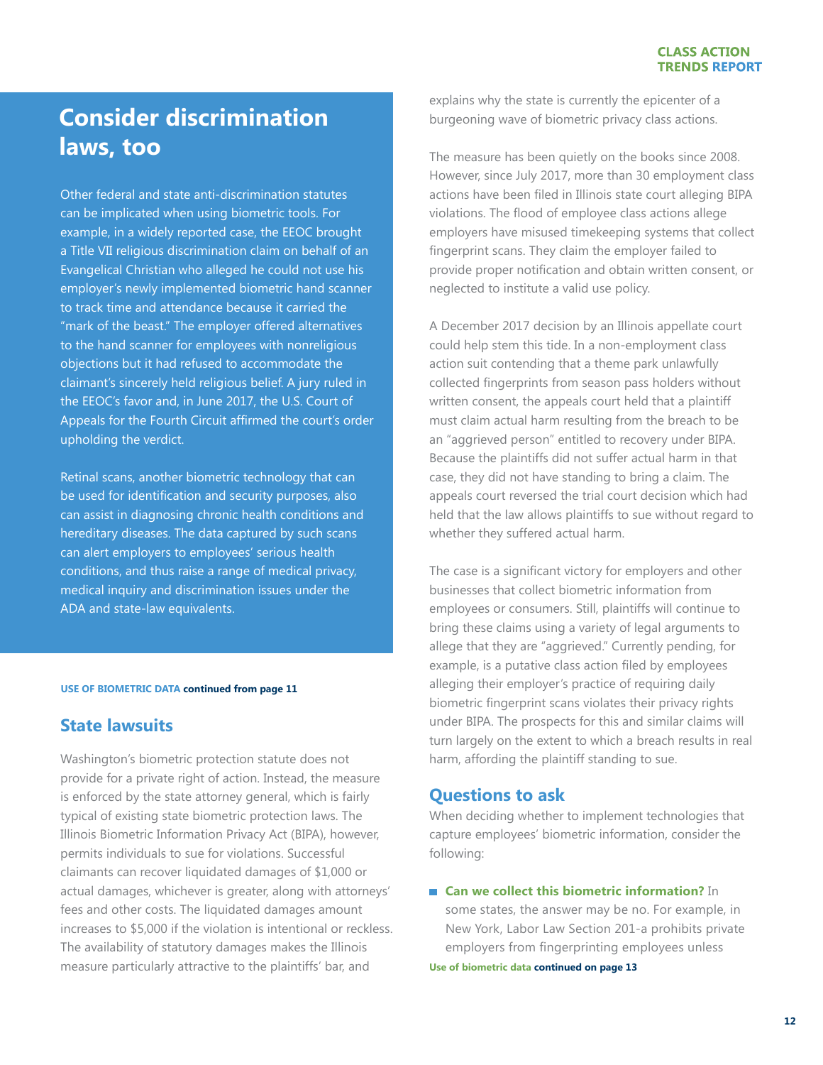## Consider discrimination laws, too

Other federal and state anti-discrimination statutes can be implicated when using biometric tools. For example, in a widely reported case, the EEOC brought a Title VII religious discrimination claim on behalf of an Evangelical Christian who alleged he could not use his employer's newly implemented biometric hand scanner to track time and attendance because it carried the "mark of the beast." The employer offered alternatives to the hand scanner for employees with nonreligious objections but it had refused to accommodate the claimant's sincerely held religious belief. A jury ruled in the EEOC's favor and, in June 2017, the U.S. Court of Appeals for the Fourth Circuit affirmed the court's order upholding the verdict.

Retinal scans, another biometric technology that can be used for identification and security purposes, also can assist in diagnosing chronic health conditions and hereditary diseases. The data captured by such scans can alert employers to employees' serious health conditions, and thus raise a range of medical privacy, medical inquiry and discrimination issues under the ADA and state-law equivalents.

**USE OF BIOMETRIC DATA continued from page 11**

### State lawsuits

Washington's biometric protection statute does not provide for a private right of action. Instead, the measure is enforced by the state attorney general, which is fairly typical of existing state biometric protection laws. The Illinois Biometric Information Privacy Act (BIPA), however, permits individuals to sue for violations. Successful claimants can recover liquidated damages of $1,000 or actual damages, whichever is greater, along with attorneys' fees and other costs. The liquidated damages amount increases to $5,000 if the violation is intentional or reckless. The availability of statutory damages makes the Illinois measure particularly attractive to the plaintiffs' bar, and explains why the state is currently the epicenter of a burgeoning wave of biometric privacy class actions.

The measure has been quietly on the books since 2008. However, since July 2017, more than 30 employment class actions have been filed in Illinois state court alleging BIPA violations. The flood of employee class actions allege employers have misused timekeeping systems that collect fingerprint scans. They claim the employer failed to provide proper notification and obtain written consent, or neglected to institute a valid use policy.

A December 2017 decision by an Illinois appellate court could help stem this tide. In a non-employment class action suit contending that a theme park unlawfully collected fingerprints from season pass holders without written consent, the appeals court held that a plaintiff must claim actual harm resulting from the breach to be an "aggrieved person" entitled to recovery under BIPA. Because the plaintiffs did not suffer actual harm in that case, they did not have standing to bring a claim. The appeals court reversed the trial court decision which had held that the law allows plaintiffs to sue without regard to whether they suffered actual harm.

The case is a significant victory for employers and other businesses that collect biometric information from employees or consumers. Still, plaintiffs will continue to bring these claims using a variety of legal arguments to allege that they are "aggrieved." Currently pending, for example, is a putative class action filed by employees alleging their employer's practice of requiring daily biometric fingerprint scans violates their privacy rights under BIPA. The prospects for this and similar claims will turn largely on the extent to which a breach results in real harm, affording the plaintiff standing to sue.

### Questions to ask

When deciding whether to implement technologies that capture employees' biometric information, consider the following:

- **Can we collect this biometric information?** In some states, the answer may be no. For example, in New York, Labor Law Section 201-a prohibits private employers from fingerprinting employees unless

**Use of biometric data continued on page 13**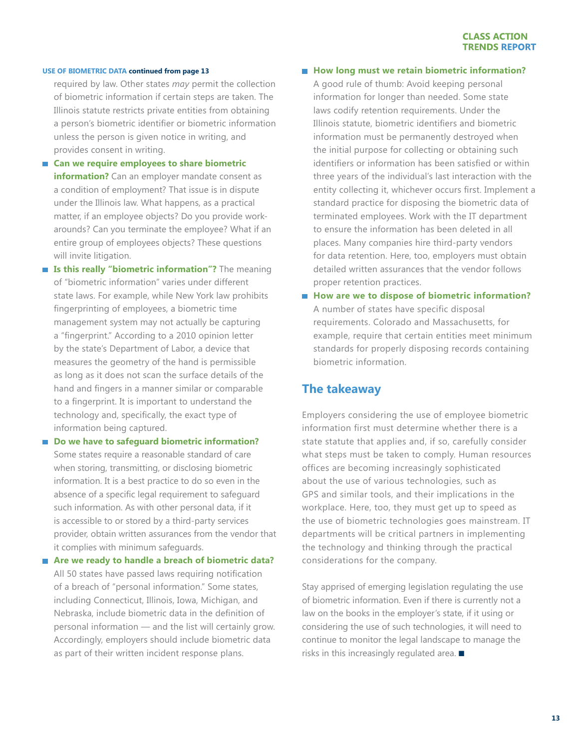**USE OF BIOMETRIC DATA continued from page 13**

required by law. Other states *may* permit the collection of biometric information if certain steps are taken. The Illinois statute restricts private entities from obtaining a person's biometric identifier or biometric information unless the person is given notice in writing, and provides consent in writing.

- **Can we require employees to share biometric information?** Can an employer mandate consent as a condition of employment? That issue is in dispute under the Illinois law. What happens, as a practical matter, if an employee objects? Do you provide work-arounds? Can you terminate the employee? What if an entire group of employees objects? These questions will invite litigation.
- **Is this really "biometric information"?** The meaning of "biometric information" varies under different state laws. For example, while New York law prohibits fingerprinting of employees, a biometric time management system may not actually be capturing a "fingerprint." According to a 2010 opinion letter by the state's Department of Labor, a device that measures the geometry of the hand is permissible as long as it does not scan the surface details of the hand and fingers in a manner similar or comparable to a fingerprint. It is important to understand the technology and, specifically, the exact type of information being captured.
- **Do we have to safeguard biometric information?** Some states require a reasonable standard of care when storing, transmitting, or disclosing biometric information. It is a best practice to do so even in the absence of a specific legal requirement to safeguard such information. As with other personal data, if it is accessible to or stored by a third-party services provider, obtain written assurances from the vendor that it complies with minimum safeguards.
- **Are we ready to handle a breach of biometric data?** All 50 states have passed laws requiring notification of a breach of "personal information." Some states, including Connecticut, Illinois, Iowa, Michigan, and Nebraska, include biometric data in the definition of personal information — and the list will certainly grow. Accordingly, employers should include biometric data as part of their written incident response plans.
- **How long must we retain biometric information?** A good rule of thumb: Avoid keeping personal information for longer than needed. Some state laws codify retention requirements. Under the Illinois statute, biometric identifiers and biometric information must be permanently destroyed when the initial purpose for collecting or obtaining such identifiers or information has been satisfied or within three years of the individual's last interaction with the entity collecting it, whichever occurs first. Implement a standard practice for disposing the biometric data of terminated employees. Work with the IT department to ensure the information has been deleted in all places. Many companies hire third-party vendors for data retention. Here, too, employers must obtain detailed written assurances that the vendor follows proper retention practices.
- **How are we to dispose of biometric information?** A number of states have specific disposal requirements. Colorado and Massachusetts, for example, require that certain entities meet minimum standards for properly disposing records containing biometric information.

## The takeaway

Employers considering the use of employee biometric information first must determine whether there is a state statute that applies and, if so, carefully consider what steps must be taken to comply. Human resources offices are becoming increasingly sophisticated about the use of various technologies, such as GPS and similar tools, and their implications in the workplace. Here, too, they must get up to speed as the use of biometric technologies goes mainstream. IT departments will be critical partners in implementing the technology and thinking through the practical considerations for the company.

Stay apprised of emerging legislation regulating the use of biometric information. Even if there is currently not a law on the books in the employer's state, if it using or considering the use of such technologies, it will need to continue to monitor the legal landscape to manage the risks in this increasingly regulated area. ■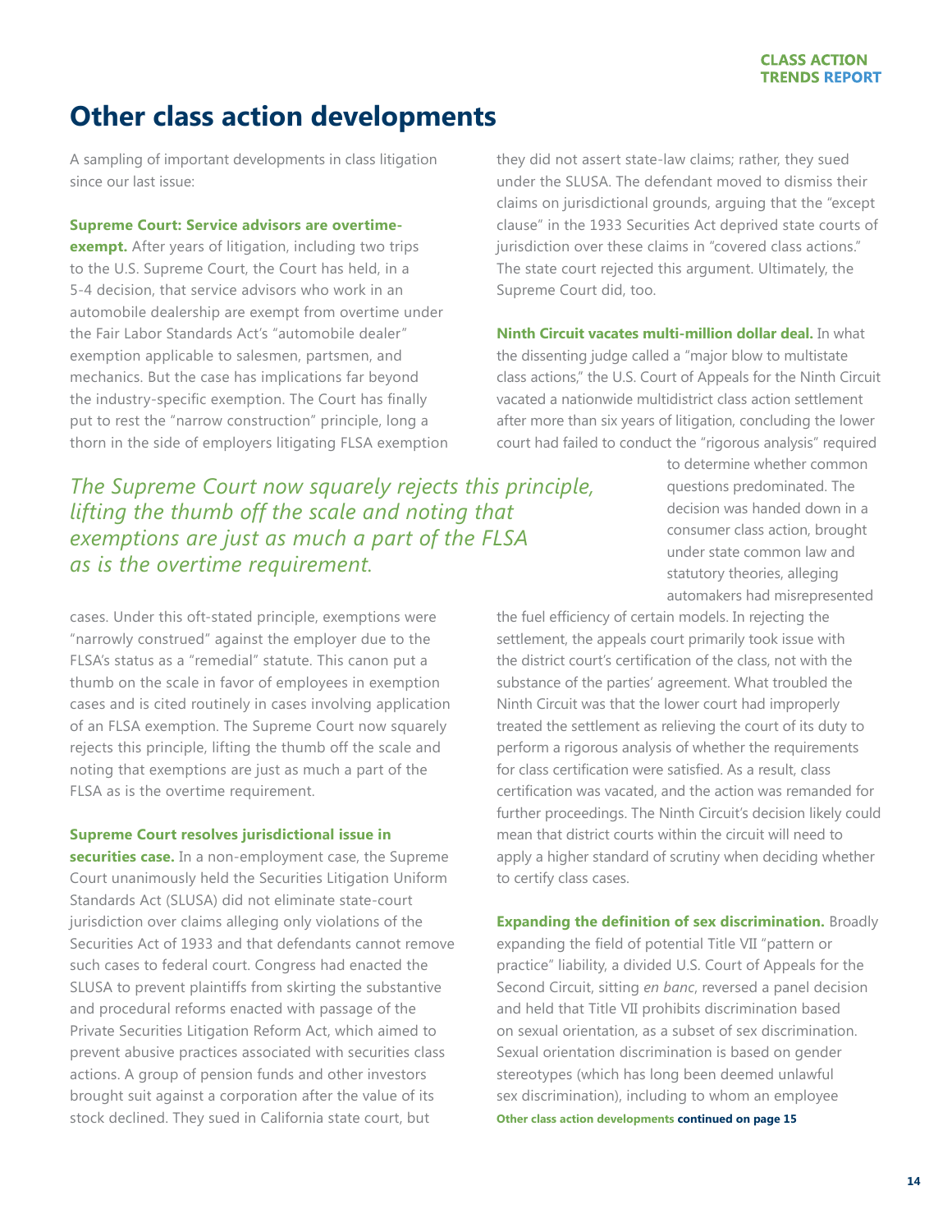# Other class action developments

A sampling of important developments in class litigation since our last issue:

**Supreme Court: Service advisors are overtime-exempt.** After years of litigation, including two trips to the U.S. Supreme Court, the Court has held, in a 5-4 decision, that service advisors who work in an automobile dealership are exempt from overtime under the Fair Labor Standards Act's "automobile dealer" exemption applicable to salesmen, partsmen, and mechanics. But the case has implications far beyond the industry-specific exemption. The Court has finally put to rest the "narrow construction" principle, long a thorn in the side of employers litigating FLSA exemption cases. Under this oft-stated principle, exemptions were "narrowly construed" against the employer due to the FLSA's status as a "remedial" statute. This canon put a thumb on the scale in favor of employees in exemption cases and is cited routinely in cases involving application of an FLSA exemption. The Supreme Court now squarely rejects this principle, lifting the thumb off the scale and noting that exemptions are just as much a part of the FLSA as is the overtime requirement.

*The Supreme Court now squarely rejects this principle, lifting the thumb off the scale and noting that exemptions are just as much a part of the FLSA as is the overtime requirement.*

**Supreme Court resolves jurisdictional issue in securities case.** In a non-employment case, the Supreme Court unanimously held the Securities Litigation Uniform Standards Act (SLUSA) did not eliminate state-court jurisdiction over claims alleging only violations of the Securities Act of 1933 and that defendants cannot remove such cases to federal court. Congress had enacted the SLUSA to prevent plaintiffs from skirting the substantive and procedural reforms enacted with passage of the Private Securities Litigation Reform Act, which aimed to prevent abusive practices associated with securities class actions. A group of pension funds and other investors brought suit against a corporation after the value of its stock declined. They sued in California state court, but they did not assert state-law claims; rather, they sued under the SLUSA. The defendant moved to dismiss their claims on jurisdictional grounds, arguing that the "except clause" in the 1933 Securities Act deprived state courts of jurisdiction over these claims in "covered class actions." The state court rejected this argument. Ultimately, the Supreme Court did, too.

**Ninth Circuit vacates multi-million dollar deal.** In what the dissenting judge called a "major blow to multistate class actions," the U.S. Court of Appeals for the Ninth Circuit vacated a nationwide multidistrict class action settlement after more than six years of litigation, concluding the lower court had failed to conduct the "rigorous analysis" required to determine whether common questions predominated. The decision was handed down in a consumer class action, brought under state common law and statutory theories, alleging automakers had misrepresented the fuel efficiency of certain models. In rejecting the settlement, the appeals court primarily took issue with the district court's certification of the class, not with the substance of the parties' agreement. What troubled the Ninth Circuit was that the lower court had improperly treated the settlement as relieving the court of its duty to perform a rigorous analysis of whether the requirements for class certification were satisfied. As a result, class certification was vacated, and the action was remanded for further proceedings. The Ninth Circuit's decision likely could mean that district courts within the circuit will need to apply a higher standard of scrutiny when deciding whether to certify class cases.

**Expanding the definition of sex discrimination.** Broadly expanding the field of potential Title VII "pattern or practice" liability, a divided U.S. Court of Appeals for the Second Circuit, sitting *en banc*, reversed a panel decision and held that Title VII prohibits discrimination based on sexual orientation, as a subset of sex discrimination. Sexual orientation discrimination is based on gender stereotypes (which has long been deemed unlawful sex discrimination), including to whom an employee

**Other class action developments continued on page 15**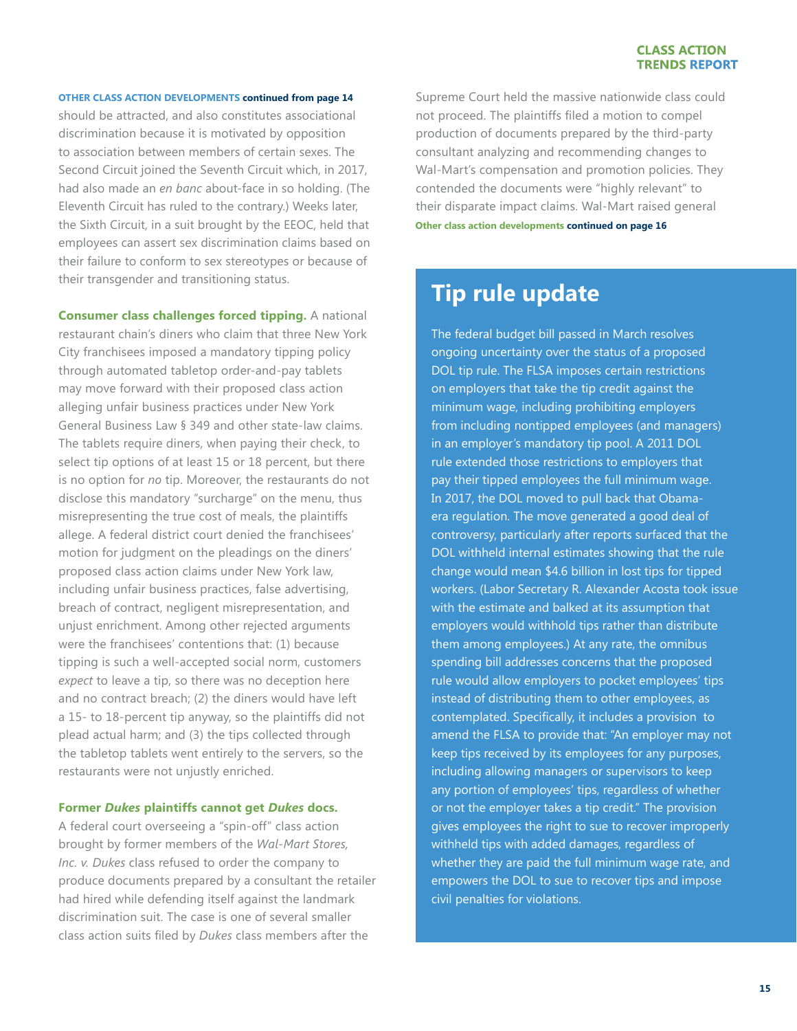**OTHER CLASS ACTION DEVELOPMENTS continued from page 14**

should be attracted, and also constitutes associational discrimination because it is motivated by opposition to association between members of certain sexes. The Second Circuit joined the Seventh Circuit which, in 2017, had also made an *en banc* about-face in so holding. (The Eleventh Circuit has ruled to the contrary.) Weeks later, the Sixth Circuit, in a suit brought by the EEOC, held that employees can assert sex discrimination claims based on their failure to conform to sex stereotypes or because of their transgender and transitioning status.

**Consumer class challenges forced tipping.** A national restaurant chain's diners who claim that three New York City franchisees imposed a mandatory tipping policy through automated tabletop order-and-pay tablets may move forward with their proposed class action alleging unfair business practices under New York General Business Law § 349 and other state-law claims. The tablets require diners, when paying their check, to select tip options of at least 15 or 18 percent, but there is no option for *no* tip. Moreover, the restaurants do not disclose this mandatory "surcharge" on the menu, thus misrepresenting the true cost of meals, the plaintiffs allege. A federal district court denied the franchisees' motion for judgment on the pleadings on the diners' proposed class action claims under New York law, including unfair business practices, false advertising, breach of contract, negligent misrepresentation, and unjust enrichment. Among other rejected arguments were the franchisees' contentions that: (1) because tipping is such a well-accepted social norm, customers *expect* to leave a tip, so there was no deception here and no contract breach; (2) the diners would have left a 15- to 18-percent tip anyway, so the plaintiffs did not plead actual harm; and (3) the tips collected through the tabletop tablets went entirely to the servers, so the restaurants were not unjustly enriched.

**Former *Dukes* plaintiffs cannot get *Dukes* docs.** A federal court overseeing a "spin-off" class action brought by former members of the *Wal-Mart Stores, Inc. v. Dukes* class refused to order the company to produce documents prepared by a consultant the retailer had hired while defending itself against the landmark discrimination suit. The case is one of several smaller class action suits filed by *Dukes* class members after the Supreme Court held the massive nationwide class could not proceed. The plaintiffs filed a motion to compel production of documents prepared by the third-party consultant analyzing and recommending changes to Wal-Mart's compensation and promotion policies. They contended the documents were "highly relevant" to their disparate impact claims. Wal-Mart raised general

**Other class action developments continued on page 16**

## Tip rule update

The federal budget bill passed in March resolves ongoing uncertainty over the status of a proposed DOL tip rule. The FLSA imposes certain restrictions on employers that take the tip credit against the minimum wage, including prohibiting employers from including nontipped employees (and managers) in an employer's mandatory tip pool. A 2011 DOL rule extended those restrictions to employers that pay their tipped employees the full minimum wage. In 2017, the DOL moved to pull back that Obama-era regulation. The move generated a good deal of controversy, particularly after reports surfaced that the DOL withheld internal estimates showing that the rule change would mean $4.6 billion in lost tips for tipped workers. (Labor Secretary R. Alexander Acosta took issue with the estimate and balked at its assumption that employers would withhold tips rather than distribute them among employees.) At any rate, the omnibus spending bill addresses concerns that the proposed rule would allow employers to pocket employees' tips instead of distributing them to other employees, as contemplated. Specifically, it includes a provision to amend the FLSA to provide that: "An employer may not keep tips received by its employees for any purposes, including allowing managers or supervisors to keep any portion of employees' tips, regardless of whether or not the employer takes a tip credit." The provision gives employees the right to sue to recover improperly withheld tips with added damages, regardless of whether they are paid the full minimum wage rate, and empowers the DOL to sue to recover tips and impose civil penalties for violations.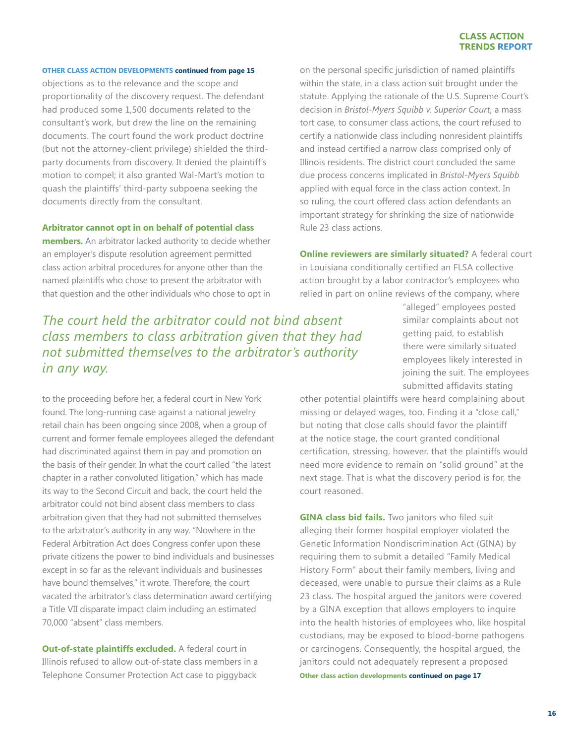**OTHER CLASS ACTION DEVELOPMENTS continued from page 15**

objections as to the relevance and the scope and proportionality of the discovery request. The defendant had produced some 1,500 documents related to the consultant's work, but drew the line on the remaining documents. The court found the work product doctrine (but not the attorney-client privilege) shielded the third-party documents from discovery. It denied the plaintiff's motion to compel; it also granted Wal-Mart's motion to quash the plaintiffs' third-party subpoena seeking the documents directly from the consultant.

**Arbitrator cannot opt in on behalf of potential class members.** An arbitrator lacked authority to decide whether an employer's dispute resolution agreement permitted class action arbitral procedures for anyone other than the named plaintiffs who chose to present the arbitrator with that question and the other individuals who chose to opt in to the proceeding before her, a federal court in New York found. The long-running case against a national jewelry retail chain has been ongoing since 2008, when a group of current and former female employees alleged the defendant had discriminated against them in pay and promotion on the basis of their gender. In what the court called "the latest chapter in a rather convoluted litigation," which has made its way to the Second Circuit and back, the court held the arbitrator could not bind absent class members to class arbitration given that they had not submitted themselves to the arbitrator's authority in any way. "Nowhere in the Federal Arbitration Act does Congress confer upon these private citizens the power to bind individuals and businesses except in so far as the relevant individuals and businesses have bound themselves," it wrote. Therefore, the court vacated the arbitrator's class determination award certifying a Title VII disparate impact claim including an estimated 70,000 "absent" class members.

*The court held the arbitrator could not bind absent class members to class arbitration given that they had not submitted themselves to the arbitrator's authority in any way.*

**Out-of-state plaintiffs excluded.** A federal court in Illinois refused to allow out-of-state class members in a Telephone Consumer Protection Act case to piggyback on the personal specific jurisdiction of named plaintiffs within the state, in a class action suit brought under the statute. Applying the rationale of the U.S. Supreme Court's decision in *Bristol-Myers Squibb v. Superior Court*, a mass tort case, to consumer class actions, the court refused to certify a nationwide class including nonresident plaintiffs and instead certified a narrow class comprised only of Illinois residents. The district court concluded the same due process concerns implicated in *Bristol-Myers Squibb* applied with equal force in the class action context. In so ruling, the court offered class action defendants an important strategy for shrinking the size of nationwide Rule 23 class actions.

**Online reviewers are similarly situated?** A federal court in Louisiana conditionally certified an FLSA collective action brought by a labor contractor's employees who relied in part on online reviews of the company, where "alleged" employees posted similar complaints about not getting paid, to establish there were similarly situated employees likely interested in joining the suit. The employees submitted affidavits stating other potential plaintiffs were heard complaining about missing or delayed wages, too. Finding it a "close call," but noting that close calls should favor the plaintiff at the notice stage, the court granted conditional certification, stressing, however, that the plaintiffs would need more evidence to remain on "solid ground" at the next stage. That is what the discovery period is for, the court reasoned.

**GINA class bid fails.** Two janitors who filed suit alleging their former hospital employer violated the Genetic Information Nondiscrimination Act (GINA) by requiring them to submit a detailed "Family Medical History Form" about their family members, living and deceased, were unable to pursue their claims as a Rule 23 class. The hospital argued the janitors were covered by a GINA exception that allows employers to inquire into the health histories of employees who, like hospital custodians, may be exposed to blood-borne pathogens or carcinogens. Consequently, the hospital argued, the janitors could not adequately represent a proposed

**Other class action developments continued on page 17**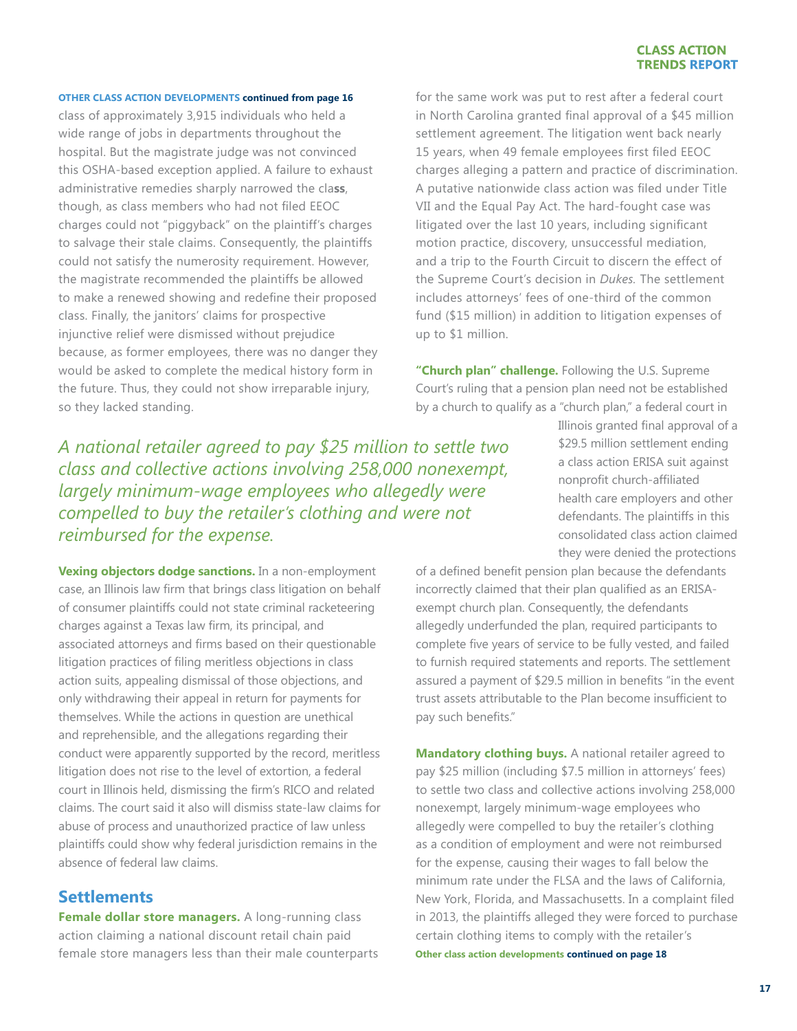**OTHER CLASS ACTION DEVELOPMENTS continued from page 16**

class of approximately 3,915 individuals who held a wide range of jobs in departments throughout the hospital. But the magistrate judge was not convinced this OSHA-based exception applied. A failure to exhaust administrative remedies sharply narrowed the class, though, as class members who had not filed EEOC charges could not "piggyback" on the plaintiff's charges to salvage their stale claims. Consequently, the plaintiffs could not satisfy the numerosity requirement. However, the magistrate recommended the plaintiffs be allowed to make a renewed showing and redefine their proposed class. Finally, the janitors' claims for prospective injunctive relief were dismissed without prejudice because, as former employees, there was no danger they would be asked to complete the medical history form in the future. Thus, they could not show irreparable injury, so they lacked standing.

*A national retailer agreed to pay $25 million to settle two class and collective actions involving 258,000 nonexempt, largely minimum-wage employees who allegedly were compelled to buy the retailer's clothing and were not reimbursed for the expense.*

**Vexing objectors dodge sanctions.** In a non-employment case, an Illinois law firm that brings class litigation on behalf of consumer plaintiffs could not state criminal racketeering charges against a Texas law firm, its principal, and associated attorneys and firms based on their questionable litigation practices of filing meritless objections in class action suits, appealing dismissal of those objections, and only withdrawing their appeal in return for payments for themselves. While the actions in question are unethical and reprehensible, and the allegations regarding their conduct were apparently supported by the record, meritless litigation does not rise to the level of extortion, a federal court in Illinois held, dismissing the firm's RICO and related claims. The court said it also will dismiss state-law claims for abuse of process and unauthorized practice of law unless plaintiffs could show why federal jurisdiction remains in the absence of federal law claims.

## Settlements

**Female dollar store managers.** A long-running class action claiming a national discount retail chain paid female store managers less than their male counterparts for the same work was put to rest after a federal court in North Carolina granted final approval of a $45 million settlement agreement. The litigation went back nearly 15 years, when 49 female employees first filed EEOC charges alleging a pattern and practice of discrimination. A putative nationwide class action was filed under Title VII and the Equal Pay Act. The hard-fought case was litigated over the last 10 years, including significant motion practice, discovery, unsuccessful mediation, and a trip to the Fourth Circuit to discern the effect of the Supreme Court's decision in *Dukes.* The settlement includes attorneys' fees of one-third of the common fund ($15 million) in addition to litigation expenses of up to $1 million.

**"Church plan" challenge.** Following the U.S. Supreme Court's ruling that a pension plan need not be established by a church to qualify as a "church plan," a federal court in Illinois granted final approval of a $29.5 million settlement ending a class action ERISA suit against nonprofit church-affiliated health care employers and other defendants. The plaintiffs in this consolidated class action claimed they were denied the protections of a defined benefit pension plan because the defendants incorrectly claimed that their plan qualified as an ERISA-exempt church plan. Consequently, the defendants allegedly underfunded the plan, required participants to complete five years of service to be fully vested, and failed to furnish required statements and reports. The settlement assured a payment of $29.5 million in benefits "in the event trust assets attributable to the Plan become insufficient to pay such benefits."

**Mandatory clothing buys.** A national retailer agreed to pay $25 million (including $7.5 million in attorneys' fees) to settle two class and collective actions involving 258,000 nonexempt, largely minimum-wage employees who allegedly were compelled to buy the retailer's clothing as a condition of employment and were not reimbursed for the expense, causing their wages to fall below the minimum rate under the FLSA and the laws of California, New York, Florida, and Massachusetts. In a complaint filed in 2013, the plaintiffs alleged they were forced to purchase certain clothing items to comply with the retailer's

**Other class action developments continued on page 18**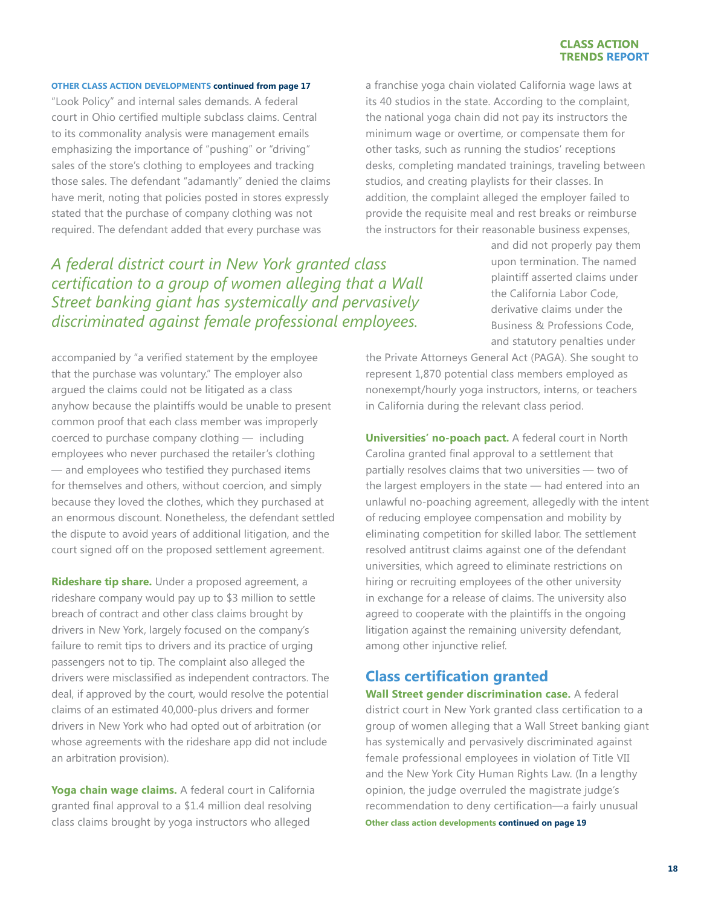**OTHER CLASS ACTION DEVELOPMENTS continued from page 17**

"Look Policy" and internal sales demands. A federal court in Ohio certified multiple subclass claims. Central to its commonality analysis were management emails emphasizing the importance of "pushing" or "driving" sales of the store's clothing to employees and tracking those sales. The defendant "adamantly" denied the claims have merit, noting that policies posted in stores expressly stated that the purchase of company clothing was not required. The defendant added that every purchase was accompanied by "a verified statement by the employee that the purchase was voluntary." The employer also argued the claims could not be litigated as a class anyhow because the plaintiffs would be unable to present common proof that each class member was improperly coerced to purchase company clothing — including employees who never purchased the retailer's clothing — and employees who testified they purchased items for themselves and others, without coercion, and simply because they loved the clothes, which they purchased at an enormous discount. Nonetheless, the defendant settled the dispute to avoid years of additional litigation, and the court signed off on the proposed settlement agreement.

*A federal district court in New York granted class certification to a group of women alleging that a Wall Street banking giant has systemically and pervasively discriminated against female professional employees.*

**Rideshare tip share.** Under a proposed agreement, a rideshare company would pay up to $3 million to settle breach of contract and other class claims brought by drivers in New York, largely focused on the company's failure to remit tips to drivers and its practice of urging passengers not to tip. The complaint also alleged the drivers were misclassified as independent contractors. The deal, if approved by the court, would resolve the potential claims of an estimated 40,000-plus drivers and former drivers in New York who had opted out of arbitration (or whose agreements with the rideshare app did not include an arbitration provision).

**Yoga chain wage claims.** A federal court in California granted final approval to a $1.4 million deal resolving class claims brought by yoga instructors who alleged a franchise yoga chain violated California wage laws at its 40 studios in the state. According to the complaint, the national yoga chain did not pay its instructors the minimum wage or overtime, or compensate them for other tasks, such as running the studios' receptions desks, completing mandated trainings, traveling between studios, and creating playlists for their classes. In addition, the complaint alleged the employer failed to provide the requisite meal and rest breaks or reimburse the instructors for their reasonable business expenses, and did not properly pay them upon termination. The named plaintiff asserted claims under the California Labor Code, derivative claims under the Business & Professions Code, and statutory penalties under the Private Attorneys General Act (PAGA). She sought to represent 1,870 potential class members employed as nonexempt/hourly yoga instructors, interns, or teachers in California during the relevant class period.

**Universities' no-poach pact.** A federal court in North Carolina granted final approval to a settlement that partially resolves claims that two universities — two of the largest employers in the state — had entered into an unlawful no-poaching agreement, allegedly with the intent of reducing employee compensation and mobility by eliminating competition for skilled labor. The settlement resolved antitrust claims against one of the defendant universities, which agreed to eliminate restrictions on hiring or recruiting employees of the other university in exchange for a release of claims. The university also agreed to cooperate with the plaintiffs in the ongoing litigation against the remaining university defendant, among other injunctive relief.

## Class certification granted

**Wall Street gender discrimination case.** A federal district court in New York granted class certification to a group of women alleging that a Wall Street banking giant has systemically and pervasively discriminated against female professional employees in violation of Title VII and the New York City Human Rights Law. (In a lengthy opinion, the judge overruled the magistrate judge's recommendation to deny certification—a fairly unusual

**Other class action developments continued on page 19**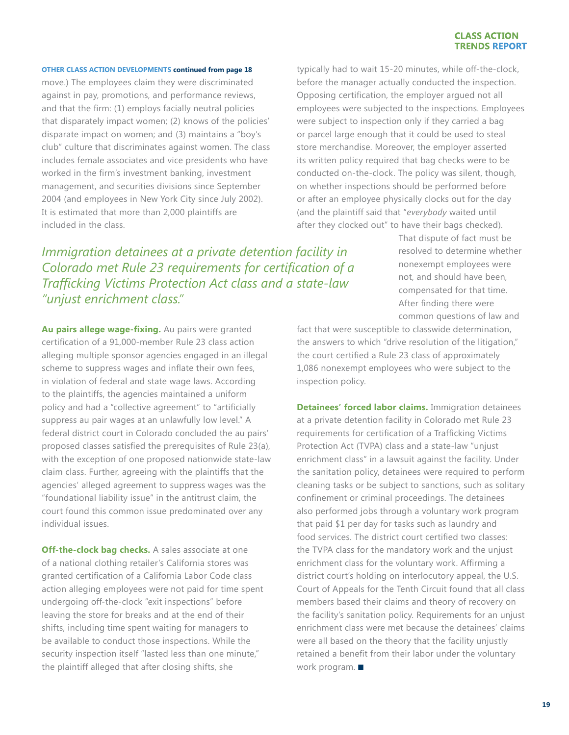**OTHER CLASS ACTION DEVELOPMENTS continued from page 18**

move.) The employees claim they were discriminated against in pay, promotions, and performance reviews, and that the firm: (1) employs facially neutral policies that disparately impact women; (2) knows of the policies' disparate impact on women; and (3) maintains a "boy's club" culture that discriminates against women. The class includes female associates and vice presidents who have worked in the firm's investment banking, investment management, and securities divisions since September 2004 (and employees in New York City since July 2002). It is estimated that more than 2,000 plaintiffs are included in the class.

*Immigration detainees at a private detention facility in Colorado met Rule 23 requirements for certification of a Trafficking Victims Protection Act class and a state-law "unjust enrichment class."*

**Au pairs allege wage-fixing.** Au pairs were granted certification of a 91,000-member Rule 23 class action alleging multiple sponsor agencies engaged in an illegal scheme to suppress wages and inflate their own fees, in violation of federal and state wage laws. According to the plaintiffs, the agencies maintained a uniform policy and had a "collective agreement" to "artificially suppress au pair wages at an unlawfully low level." A federal district court in Colorado concluded the au pairs' proposed classes satisfied the prerequisites of Rule 23(a), with the exception of one proposed nationwide state-law claim class. Further, agreeing with the plaintiffs that the agencies' alleged agreement to suppress wages was the "foundational liability issue" in the antitrust claim, the court found this common issue predominated over any individual issues.

**Off-the-clock bag checks.** A sales associate at one of a national clothing retailer's California stores was granted certification of a California Labor Code class action alleging employees were not paid for time spent undergoing off-the-clock "exit inspections" before leaving the store for breaks and at the end of their shifts, including time spent waiting for managers to be available to conduct those inspections. While the security inspection itself "lasted less than one minute," the plaintiff alleged that after closing shifts, she typically had to wait 15-20 minutes, while off-the-clock, before the manager actually conducted the inspection. Opposing certification, the employer argued not all employees were subjected to the inspections. Employees were subject to inspection only if they carried a bag or parcel large enough that it could be used to steal store merchandise. Moreover, the employer asserted its written policy required that bag checks were to be conducted on-the-clock. The policy was silent, though, on whether inspections should be performed before or after an employee physically clocks out for the day (and the plaintiff said that "*everybody* waited until after they clocked out" to have their bags checked). That dispute of fact must be resolved to determine whether nonexempt employees were not, and should have been, compensated for that time. After finding there were common questions of law and fact that were susceptible to classwide determination, the answers to which "drive resolution of the litigation," the court certified a Rule 23 class of approximately 1,086 nonexempt employees who were subject to the inspection policy.

**Detainees' forced labor claims.** Immigration detainees at a private detention facility in Colorado met Rule 23 requirements for certification of a Trafficking Victims Protection Act (TVPA) class and a state-law "unjust enrichment class" in a lawsuit against the facility. Under the sanitation policy, detainees were required to perform cleaning tasks or be subject to sanctions, such as solitary confinement or criminal proceedings. The detainees also performed jobs through a voluntary work program that paid $1 per day for tasks such as laundry and food services. The district court certified two classes: the TVPA class for the mandatory work and the unjust enrichment class for the voluntary work. Affirming a district court's holding on interlocutory appeal, the U.S. Court of Appeals for the Tenth Circuit found that all class members based their claims and theory of recovery on the facility's sanitation policy. Requirements for an unjust enrichment class were met because the detainees' claims were all based on the theory that the facility unjustly retained a benefit from their labor under the voluntary work program. ■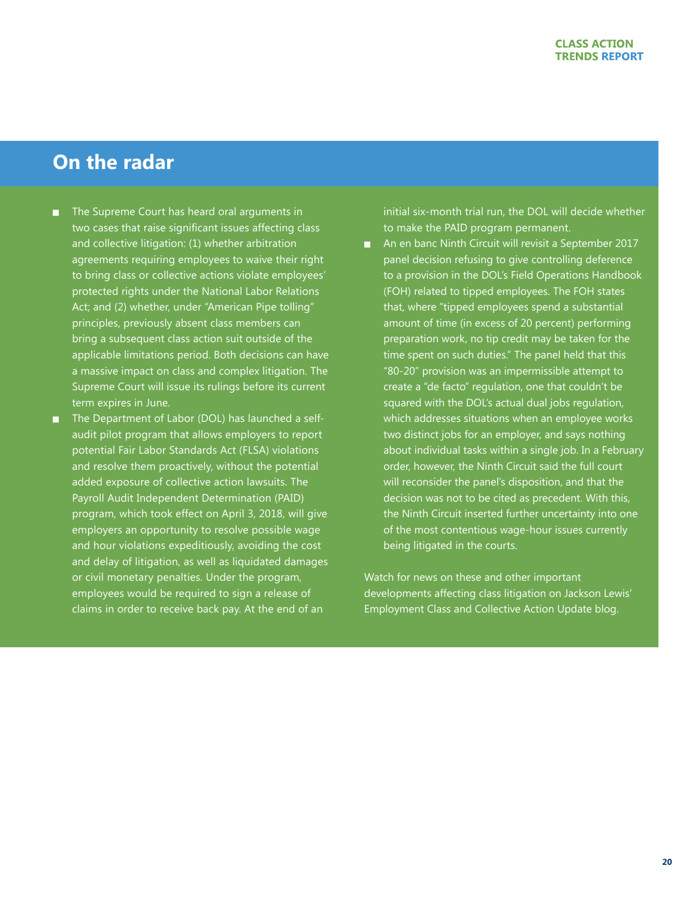## On the radar

- The Supreme Court has heard oral arguments in two cases that raise significant issues affecting class and collective litigation: (1) whether arbitration agreements requiring employees to waive their right to bring class or collective actions violate employees' protected rights under the National Labor Relations Act; and (2) whether, under "American Pipe tolling" principles, previously absent class members can bring a subsequent class action suit outside of the applicable limitations period. Both decisions can have a massive impact on class and complex litigation. The Supreme Court will issue its rulings before its current term expires in June.
- The Department of Labor (DOL) has launched a self-audit pilot program that allows employers to report potential Fair Labor Standards Act (FLSA) violations and resolve them proactively, without the potential added exposure of collective action lawsuits. The Payroll Audit Independent Determination (PAID) program, which took effect on April 3, 2018, will give employers an opportunity to resolve possible wage and hour violations expeditiously, avoiding the cost and delay of litigation, as well as liquidated damages or civil monetary penalties. Under the program, employees would be required to sign a release of claims in order to receive back pay. At the end of an initial six-month trial run, the DOL will decide whether to make the PAID program permanent.
- An en banc Ninth Circuit will revisit a September 2017 panel decision refusing to give controlling deference to a provision in the DOL's Field Operations Handbook (FOH) related to tipped employees. The FOH states that, where "tipped employees spend a substantial amount of time (in excess of 20 percent) performing preparation work, no tip credit may be taken for the time spent on such duties." The panel held that this "80-20" provision was an impermissible attempt to create a "de facto" regulation, one that couldn't be squared with the DOL's actual dual jobs regulation, which addresses situations when an employee works two distinct jobs for an employer, and says nothing about individual tasks within a single job. In a February order, however, the Ninth Circuit said the full court will reconsider the panel's disposition, and that the decision was not to be cited as precedent. With this, the Ninth Circuit inserted further uncertainty into one of the most contentious wage-hour issues currently being litigated in the courts.

Watch for news on these and other important developments affecting class litigation on Jackson Lewis' Employment Class and Collective Action Update blog.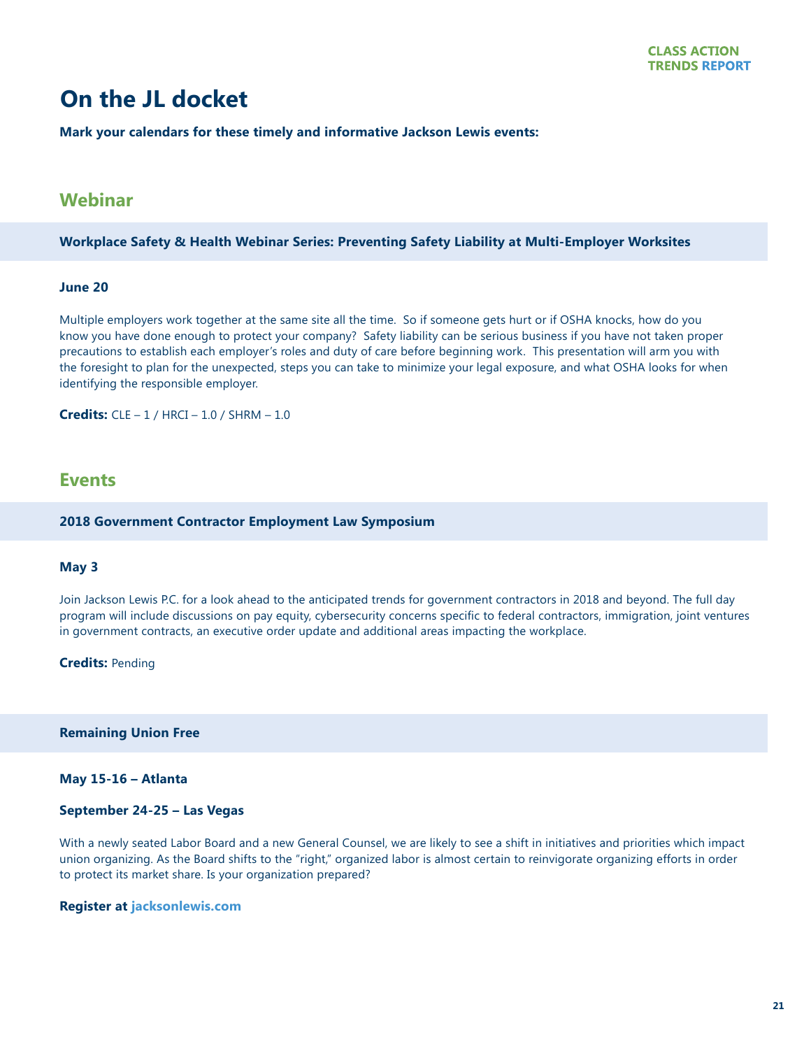# On the JL docket

**Mark your calendars for these timely and informative Jackson Lewis events:**

## Webinar

### Workplace Safety & Health Webinar Series: Preventing Safety Liability at Multi-Employer Worksites

**June 20**

Multiple employers work together at the same site all the time. So if someone gets hurt or if OSHA knocks, how do you know you have done enough to protect your company? Safety liability can be serious business if you have not taken proper precautions to establish each employer's roles and duty of care before beginning work. This presentation will arm you with the foresight to plan for the unexpected, steps you can take to minimize your legal exposure, and what OSHA looks for when identifying the responsible employer.

**Credits:** CLE – 1 / HRCI – 1.0 / SHRM – 1.0

## Events

### 2018 Government Contractor Employment Law Symposium

**May 3**

Join Jackson Lewis P.C. for a look ahead to the anticipated trends for government contractors in 2018 and beyond. The full day program will include discussions on pay equity, cybersecurity concerns specific to federal contractors, immigration, joint ventures in government contracts, an executive order update and additional areas impacting the workplace.

**Credits:** Pending

### Remaining Union Free

**May 15-16 – Atlanta**

**September 24-25 – Las Vegas**

With a newly seated Labor Board and a new General Counsel, we are likely to see a shift in initiatives and priorities which impact union organizing. As the Board shifts to the "right," organized labor is almost certain to reinvigorate organizing efforts in order to protect its market share. Is your organization prepared?

**Register at jacksonlewis.com**